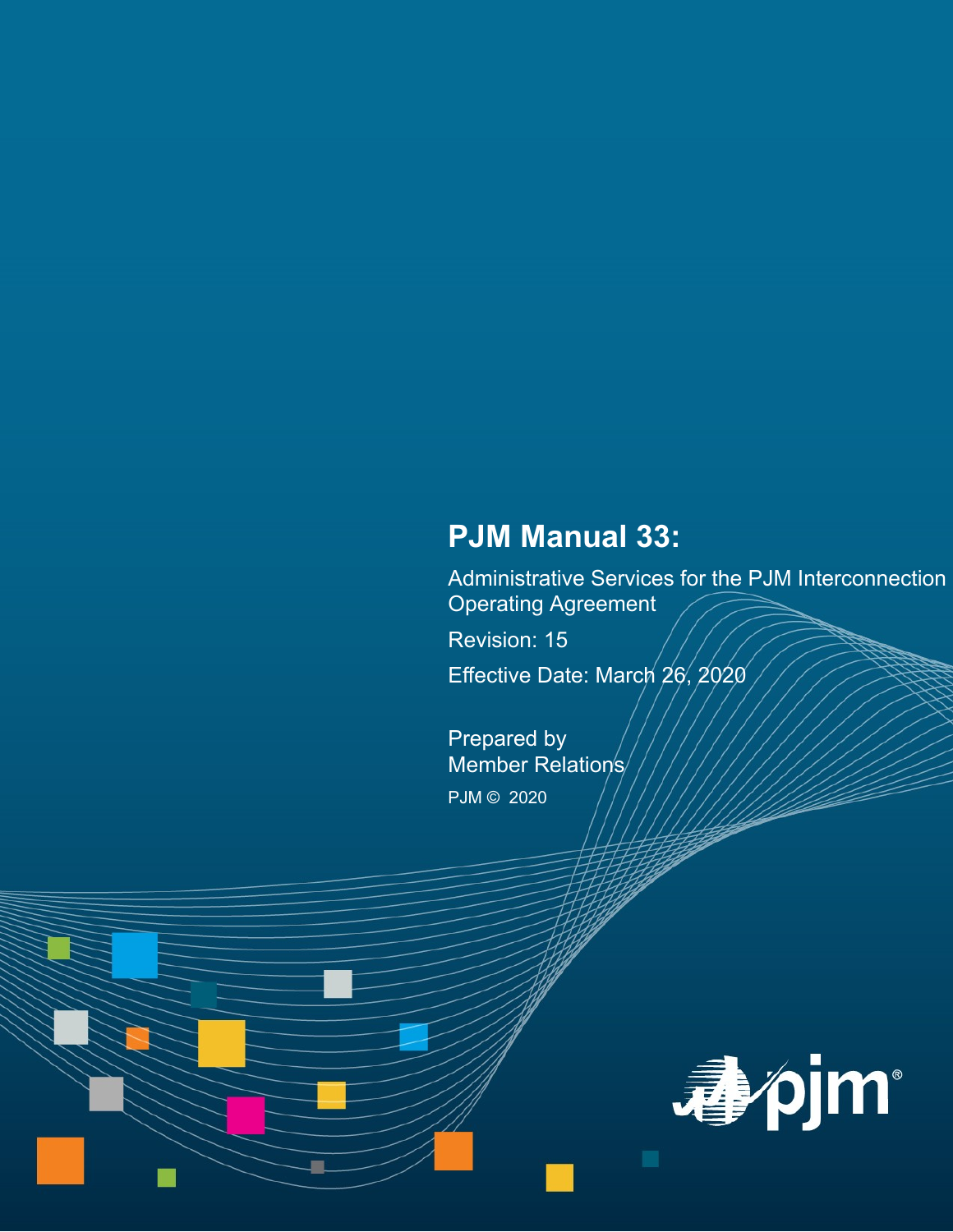# PJM Manual 33:

Administrative Services for the PJM Interconnection Operating Agreement

Revision: 15

Effective Date: March 26, 2020

Prepared by
Member Relations

PJM © 2020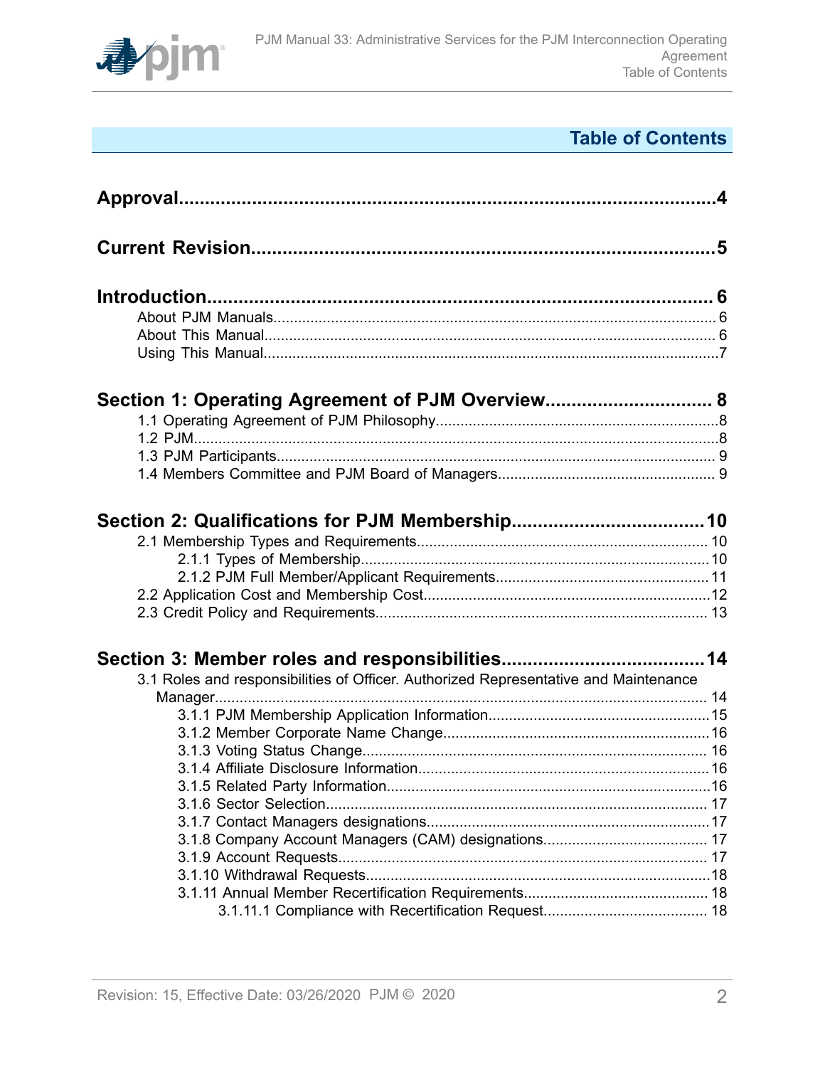# Table of Contents

**Approval....................................................................................................4**

**Current Revision........................................................................................5**

**Introduction..................................................................................................6**

About PJM Manuals............................................................................................6
About This Manual..............................................................................................6
Using This Manual...............................................................................................7

**Section 1: Operating Agreement of PJM Overview................................8**

1.1 Operating Agreement of PJM Philosophy.....................................................8
1.2 PJM...............................................................................................................8
1.3 PJM Participants...........................................................................................9
1.4 Members Committee and PJM Board of Managers......................................9

**Section 2: Qualifications for PJM Membership.....................................10**

2.1 Membership Types and Requirements.......................................................10
2.1.1 Types of Membership.............................................................................10
2.1.2 PJM Full Member/Applicant Requirements............................................11
2.2 Application Cost and Membership Cost.....................................................12
2.3 Credit Policy and Requirements.................................................................13

**Section 3: Member roles and responsibilities.......................................14**

3.1 Roles and responsibilities of Officer. Authorized Representative and Maintenance Manager.......................................................................................................14
3.1.1 PJM Membership Application Information.............................................15
3.1.2 Member Corporate Name Change.........................................................16
3.1.3 Voting Status Change............................................................................16
3.1.4 Affiliate Disclosure Information..............................................................16
3.1.5 Related Party Information......................................................................16
3.1.6 Sector Selection.....................................................................................17
3.1.7 Contact Managers designations.............................................................17
3.1.8 Company Account Managers (CAM) designations.................................17
3.1.9 Account Requests...................................................................................17
3.1.10 Withdrawal Requests............................................................................18
3.1.11 Annual Member Recertification Requirements......................................18
3.1.11.1 Compliance with Recertification Request..........................................18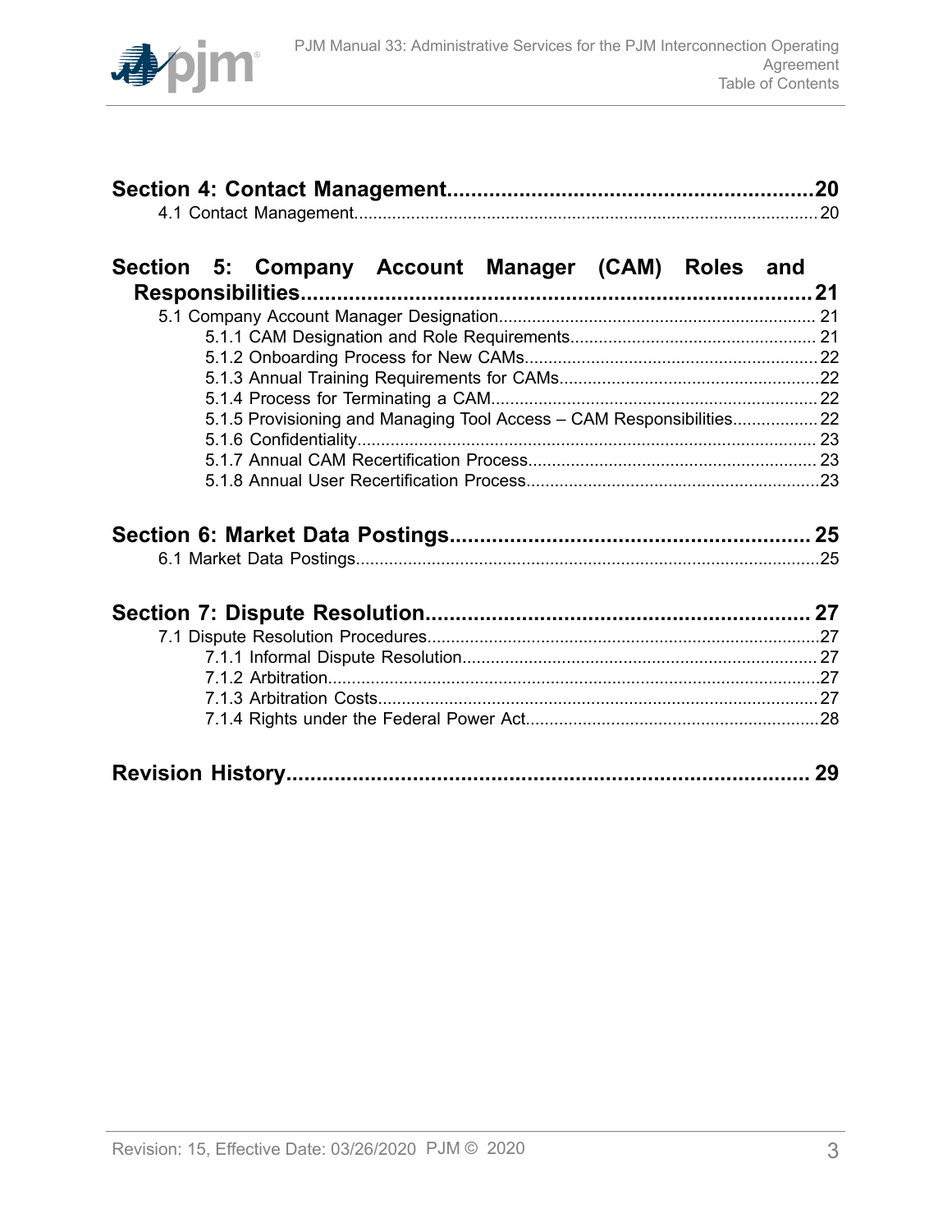**Section 4: Contact Management....................................................... 20**

4.1 Contact Management............................................................................................... 20

**Section 5: Company Account Manager (CAM) Roles and Responsibilities............................................................................. 21**

5.1 Company Account Manager Designation.................................................................. 21

5.1.1 CAM Designation and Role Requirements.................................................... 21

5.1.2 Onboarding Process for New CAMs............................................................. 22

5.1.3 Annual Training Requirements for CAMs...................................................... 22

5.1.4 Process for Terminating a CAM.................................................................... 22

5.1.5 Provisioning and Managing Tool Access – CAM Responsibilities.................. 22

5.1.6 Confidentiality................................................................................................ 23

5.1.7 Annual CAM Recertification Process............................................................ 23

5.1.8 Annual User Recertification Process............................................................. 23

**Section 6: Market Data Postings....................................................... 25**

6.1 Market Data Postings................................................................................................ 25

**Section 7: Dispute Resolution........................................................... 27**

7.1 Dispute Resolution Procedures................................................................................. 27

7.1.1 Informal Dispute Resolution.......................................................................... 27

7.1.2 Arbitration..................................................................................................... 27

7.1.3 Arbitration Costs............................................................................................ 27

7.1.4 Rights under the Federal Power Act.............................................................. 28

**Revision History................................................................................ 29**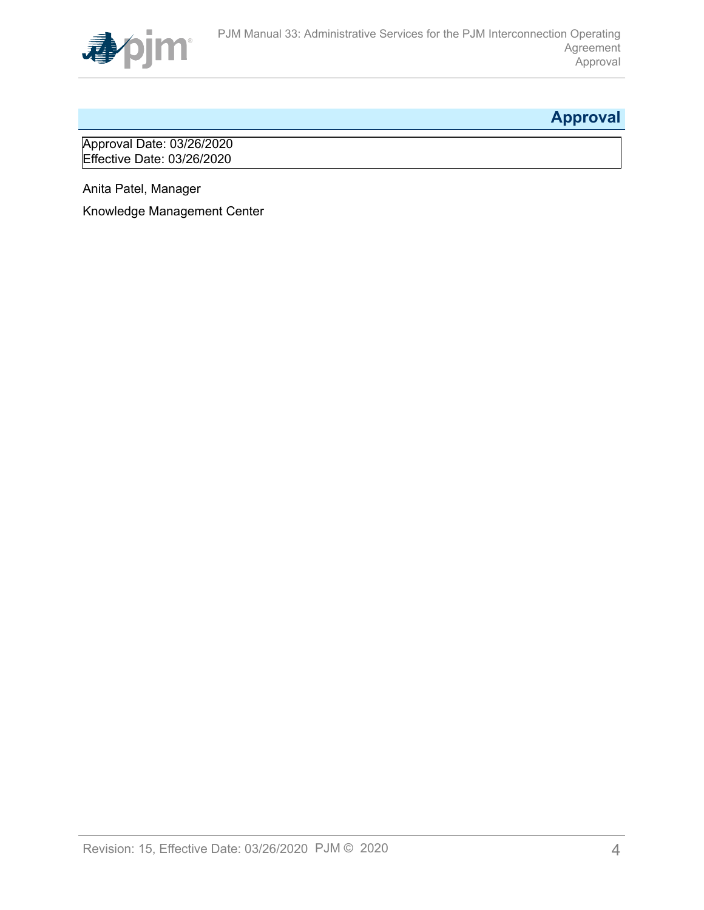# Approval

Approval Date: 03/26/2020
Effective Date: 03/26/2020

Anita Patel, Manager

Knowledge Management Center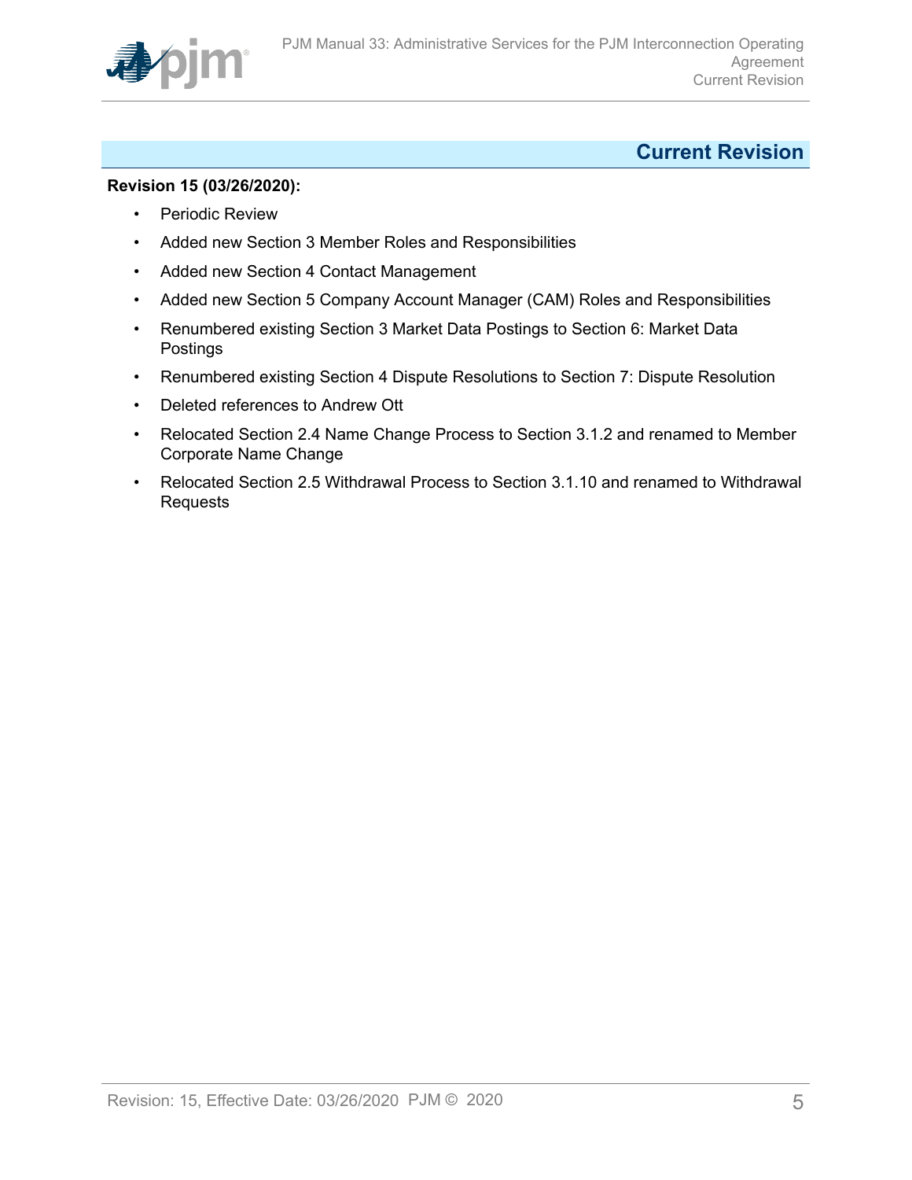# Current Revision

**Revision 15 (03/26/2020):**

- Periodic Review
- Added new Section 3 Member Roles and Responsibilities
- Added new Section 4 Contact Management
- Added new Section 5 Company Account Manager (CAM) Roles and Responsibilities
- Renumbered existing Section 3 Market Data Postings to Section 6: Market Data Postings
- Renumbered existing Section 4 Dispute Resolutions to Section 7: Dispute Resolution
- Deleted references to Andrew Ott
- Relocated Section 2.4 Name Change Process to Section 3.1.2 and renamed to Member Corporate Name Change
- Relocated Section 2.5 Withdrawal Process to Section 3.1.10 and renamed to Withdrawal Requests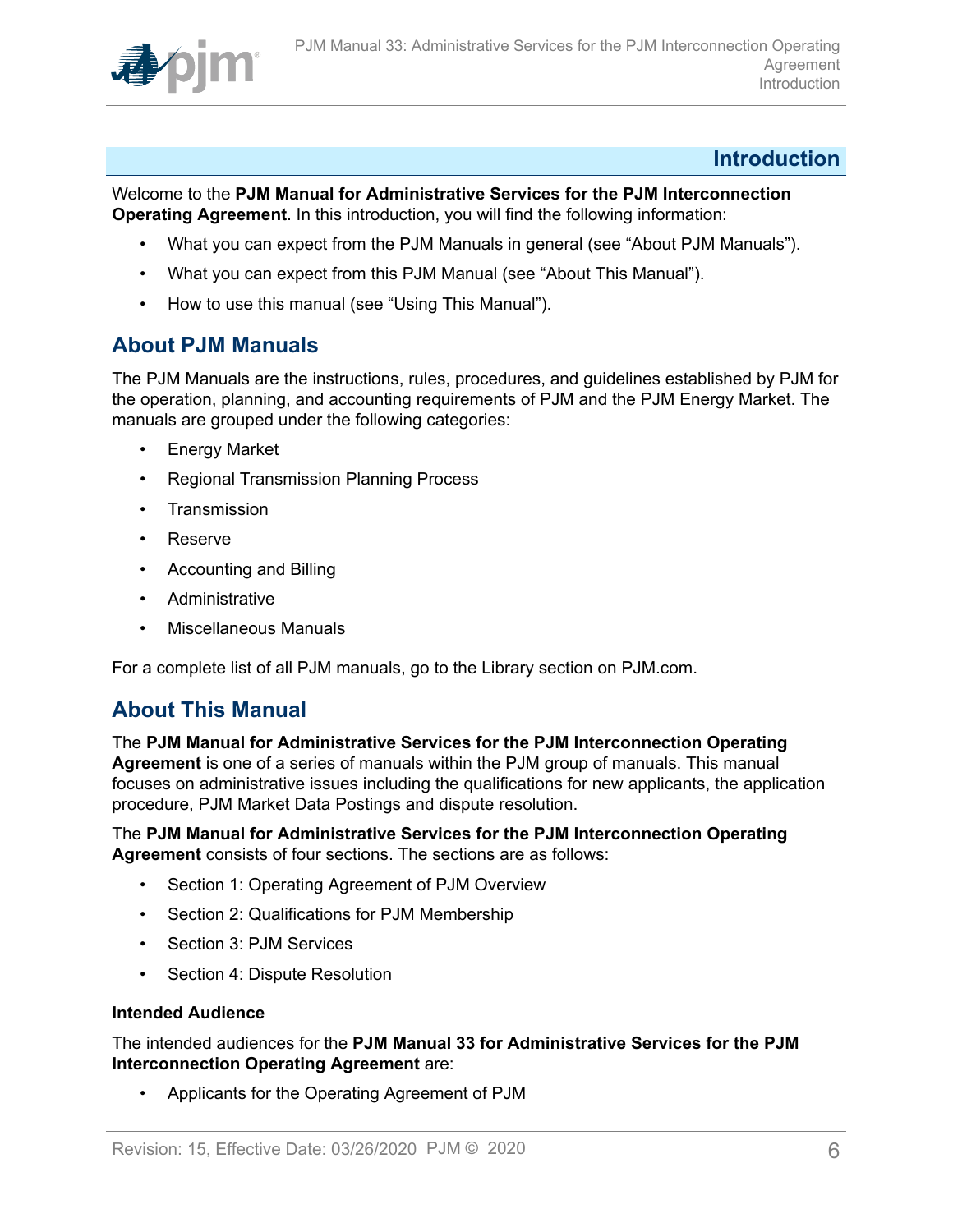# Introduction

Welcome to the **PJM Manual for Administrative Services for the PJM Interconnection Operating Agreement**. In this introduction, you will find the following information:

- What you can expect from the PJM Manuals in general (see "About PJM Manuals").
- What you can expect from this PJM Manual (see "About This Manual").
- How to use this manual (see "Using This Manual").

## About PJM Manuals

The PJM Manuals are the instructions, rules, procedures, and guidelines established by PJM for the operation, planning, and accounting requirements of PJM and the PJM Energy Market. The manuals are grouped under the following categories:

- Energy Market
- Regional Transmission Planning Process
- Transmission
- Reserve
- Accounting and Billing
- Administrative
- Miscellaneous Manuals

For a complete list of all PJM manuals, go to the Library section on PJM.com.

## About This Manual

The **PJM Manual for Administrative Services for the PJM Interconnection Operating Agreement** is one of a series of manuals within the PJM group of manuals. This manual focuses on administrative issues including the qualifications for new applicants, the application procedure, PJM Market Data Postings and dispute resolution.

The **PJM Manual for Administrative Services for the PJM Interconnection Operating Agreement** consists of four sections. The sections are as follows:

- Section 1: Operating Agreement of PJM Overview
- Section 2: Qualifications for PJM Membership
- Section 3: PJM Services
- Section 4: Dispute Resolution

**Intended Audience**

The intended audiences for the **PJM Manual 33 for Administrative Services for the PJM Interconnection Operating Agreement** are:

- Applicants for the Operating Agreement of PJM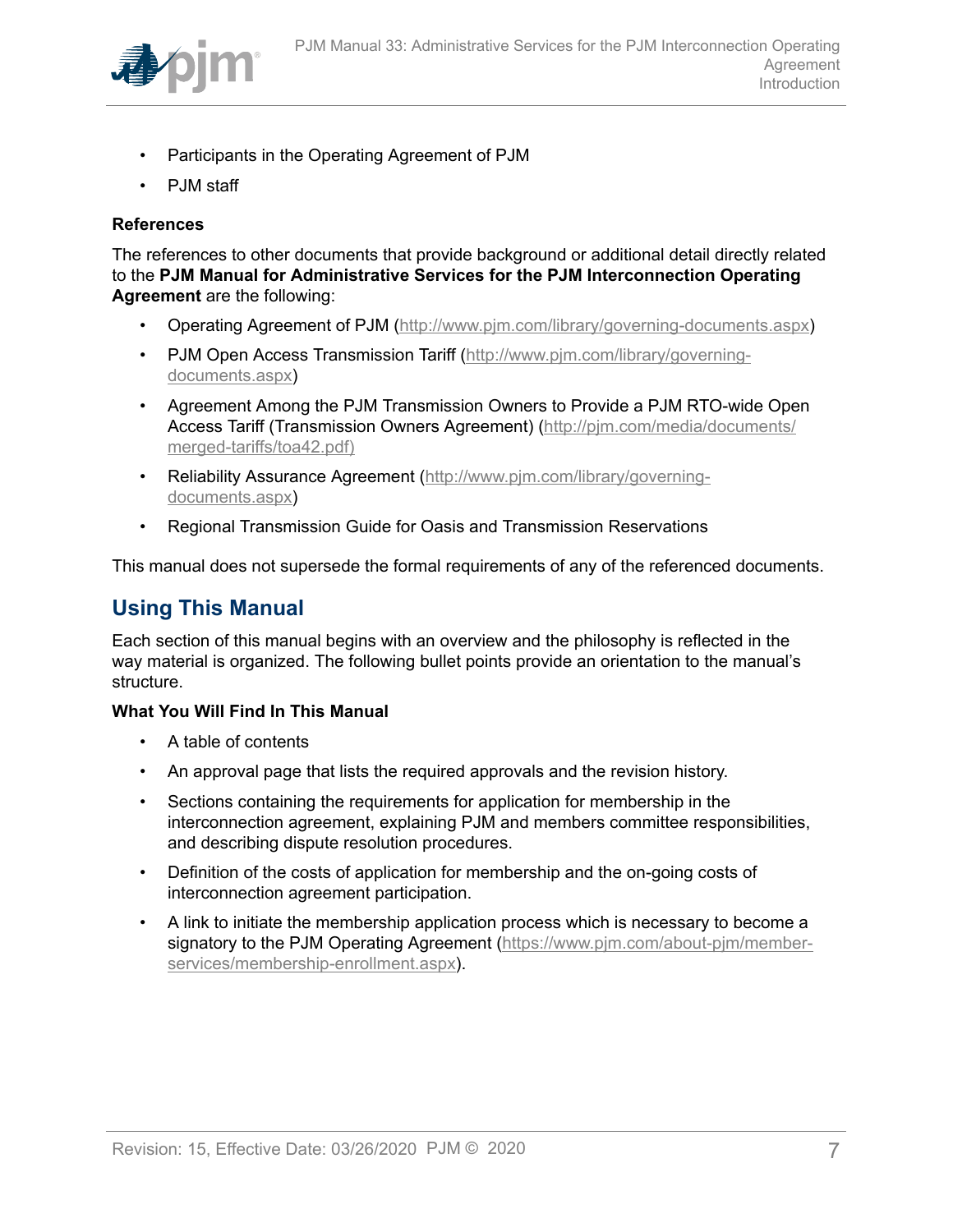- Participants in the Operating Agreement of PJM
- PJM staff

**References**

The references to other documents that provide background or additional detail directly related to the **PJM Manual for Administrative Services for the PJM Interconnection Operating Agreement** are the following:

- Operating Agreement of PJM (http://www.pjm.com/library/governing-documents.aspx)
- PJM Open Access Transmission Tariff (http://www.pjm.com/library/governing-documents.aspx)
- Agreement Among the PJM Transmission Owners to Provide a PJM RTO-wide Open Access Tariff (Transmission Owners Agreement) (http://pjm.com/media/documents/merged-tariffs/toa42.pdf)
- Reliability Assurance Agreement (http://www.pjm.com/library/governing-documents.aspx)
- Regional Transmission Guide for Oasis and Transmission Reservations

This manual does not supersede the formal requirements of any of the referenced documents.

## Using This Manual

Each section of this manual begins with an overview and the philosophy is reflected in the way material is organized. The following bullet points provide an orientation to the manual's structure.

**What You Will Find In This Manual**

- A table of contents
- An approval page that lists the required approvals and the revision history.
- Sections containing the requirements for application for membership in the interconnection agreement, explaining PJM and members committee responsibilities, and describing dispute resolution procedures.
- Definition of the costs of application for membership and the on-going costs of interconnection agreement participation.
- A link to initiate the membership application process which is necessary to become a signatory to the PJM Operating Agreement (https://www.pjm.com/about-pjm/member-services/membership-enrollment.aspx).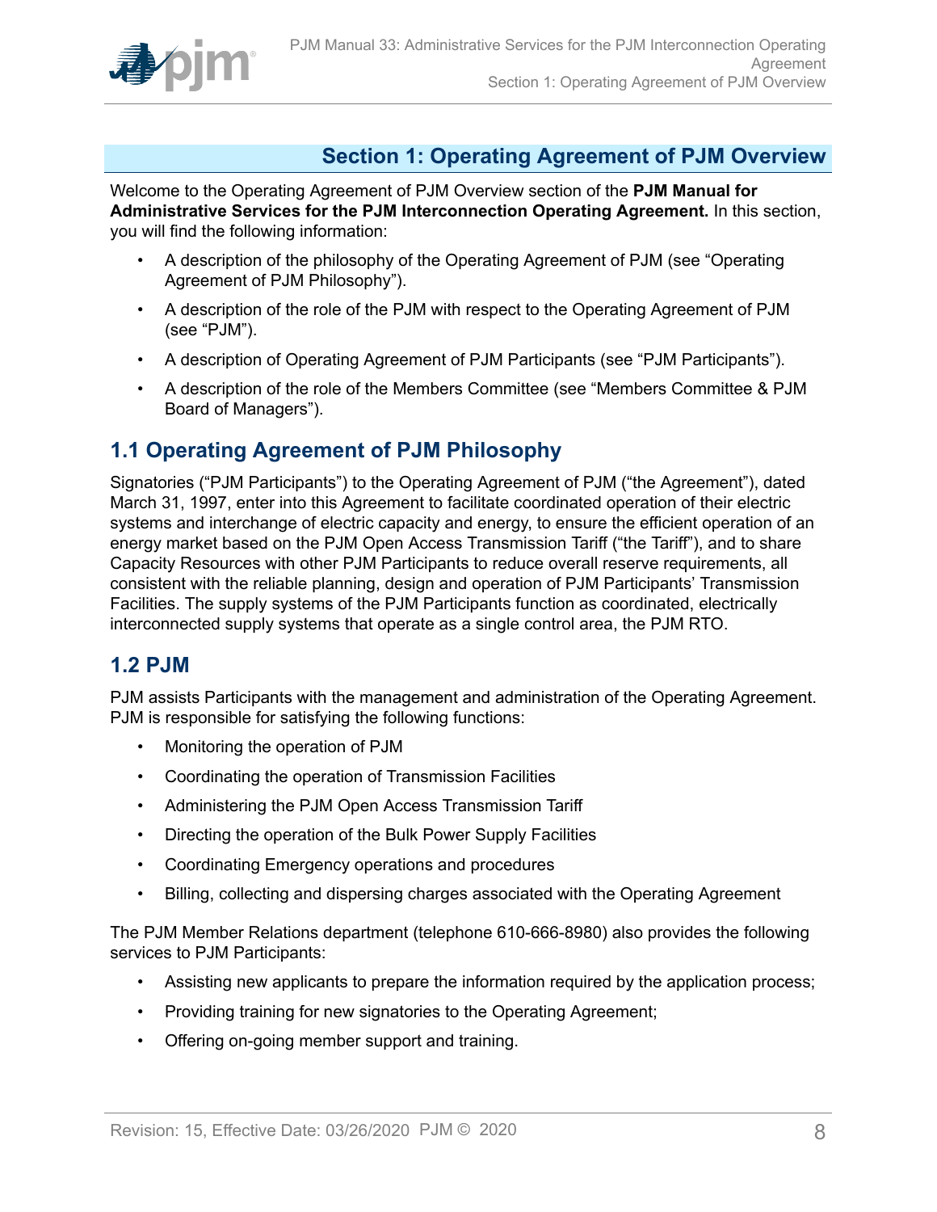## Section 1: Operating Agreement of PJM Overview

Welcome to the Operating Agreement of PJM Overview section of the **PJM Manual for Administrative Services for the PJM Interconnection Operating Agreement.** In this section, you will find the following information:

- A description of the philosophy of the Operating Agreement of PJM (see "Operating Agreement of PJM Philosophy").
- A description of the role of the PJM with respect to the Operating Agreement of PJM (see "PJM").
- A description of Operating Agreement of PJM Participants (see "PJM Participants").
- A description of the role of the Members Committee (see "Members Committee & PJM Board of Managers").

### 1.1 Operating Agreement of PJM Philosophy

Signatories ("PJM Participants") to the Operating Agreement of PJM ("the Agreement"), dated March 31, 1997, enter into this Agreement to facilitate coordinated operation of their electric systems and interchange of electric capacity and energy, to ensure the efficient operation of an energy market based on the PJM Open Access Transmission Tariff ("the Tariff"), and to share Capacity Resources with other PJM Participants to reduce overall reserve requirements, all consistent with the reliable planning, design and operation of PJM Participants' Transmission Facilities. The supply systems of the PJM Participants function as coordinated, electrically interconnected supply systems that operate as a single control area, the PJM RTO.

### 1.2 PJM

PJM assists Participants with the management and administration of the Operating Agreement. PJM is responsible for satisfying the following functions:

- Monitoring the operation of PJM
- Coordinating the operation of Transmission Facilities
- Administering the PJM Open Access Transmission Tariff
- Directing the operation of the Bulk Power Supply Facilities
- Coordinating Emergency operations and procedures
- Billing, collecting and dispersing charges associated with the Operating Agreement

The PJM Member Relations department (telephone 610-666-8980) also provides the following services to PJM Participants:

- Assisting new applicants to prepare the information required by the application process;
- Providing training for new signatories to the Operating Agreement;
- Offering on-going member support and training.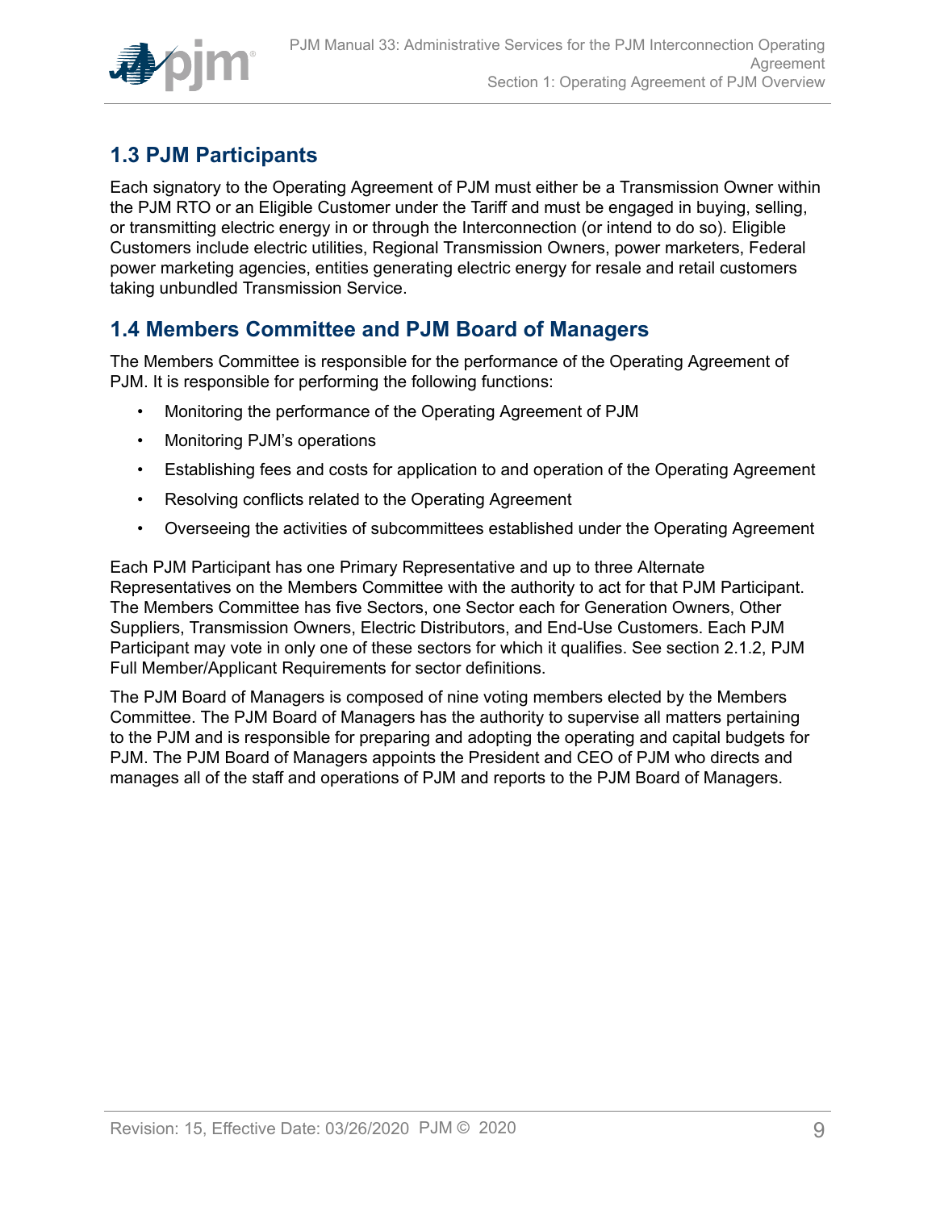## 1.3 PJM Participants

Each signatory to the Operating Agreement of PJM must either be a Transmission Owner within the PJM RTO or an Eligible Customer under the Tariff and must be engaged in buying, selling, or transmitting electric energy in or through the Interconnection (or intend to do so). Eligible Customers include electric utilities, Regional Transmission Owners, power marketers, Federal power marketing agencies, entities generating electric energy for resale and retail customers taking unbundled Transmission Service.

## 1.4 Members Committee and PJM Board of Managers

The Members Committee is responsible for the performance of the Operating Agreement of PJM. It is responsible for performing the following functions:

- Monitoring the performance of the Operating Agreement of PJM
- Monitoring PJM's operations
- Establishing fees and costs for application to and operation of the Operating Agreement
- Resolving conflicts related to the Operating Agreement
- Overseeing the activities of subcommittees established under the Operating Agreement

Each PJM Participant has one Primary Representative and up to three Alternate Representatives on the Members Committee with the authority to act for that PJM Participant. The Members Committee has five Sectors, one Sector each for Generation Owners, Other Suppliers, Transmission Owners, Electric Distributors, and End-Use Customers. Each PJM Participant may vote in only one of these sectors for which it qualifies. See section 2.1.2, PJM Full Member/Applicant Requirements for sector definitions.

The PJM Board of Managers is composed of nine voting members elected by the Members Committee. The PJM Board of Managers has the authority to supervise all matters pertaining to the PJM and is responsible for preparing and adopting the operating and capital budgets for PJM. The PJM Board of Managers appoints the President and CEO of PJM who directs and manages all of the staff and operations of PJM and reports to the PJM Board of Managers.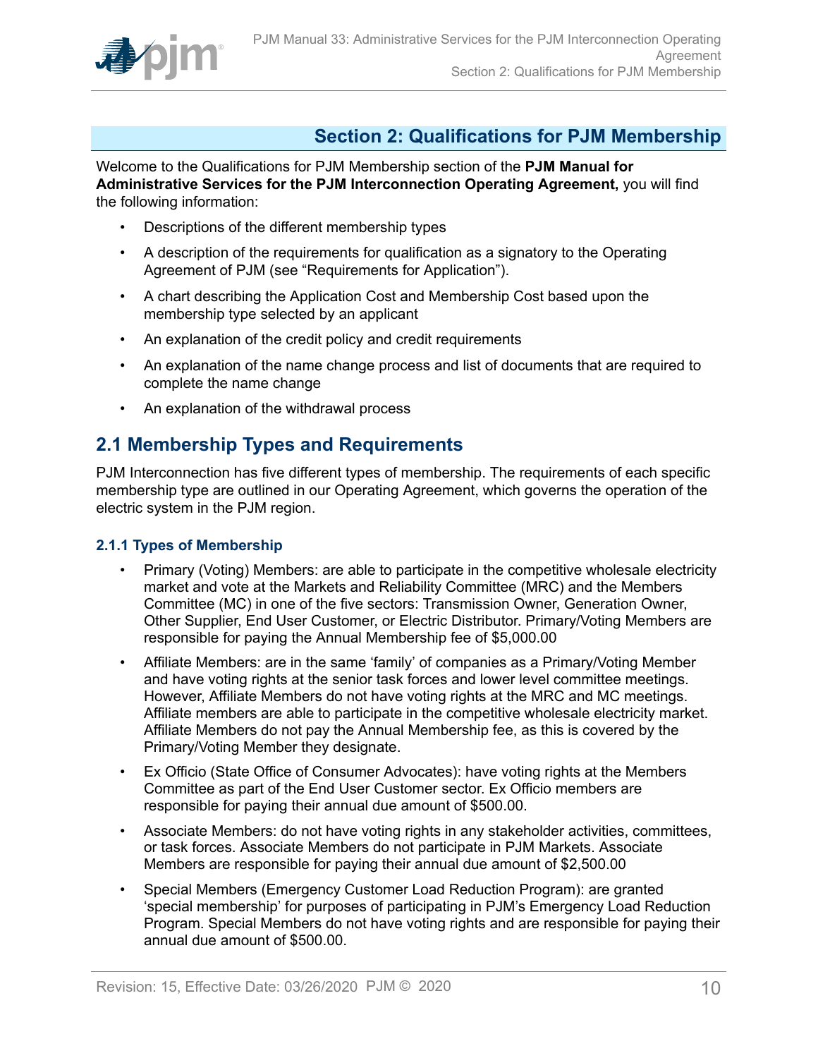## Section 2: Qualifications for PJM Membership

Welcome to the Qualifications for PJM Membership section of the **PJM Manual for Administrative Services for the PJM Interconnection Operating Agreement,** you will find the following information:

- Descriptions of the different membership types
- A description of the requirements for qualification as a signatory to the Operating Agreement of PJM (see "Requirements for Application").
- A chart describing the Application Cost and Membership Cost based upon the membership type selected by an applicant
- An explanation of the credit policy and credit requirements
- An explanation of the name change process and list of documents that are required to complete the name change
- An explanation of the withdrawal process

## 2.1 Membership Types and Requirements

PJM Interconnection has five different types of membership. The requirements of each specific membership type are outlined in our Operating Agreement, which governs the operation of the electric system in the PJM region.

### 2.1.1 Types of Membership

- Primary (Voting) Members: are able to participate in the competitive wholesale electricity market and vote at the Markets and Reliability Committee (MRC) and the Members Committee (MC) in one of the five sectors: Transmission Owner, Generation Owner, Other Supplier, End User Customer, or Electric Distributor. Primary/Voting Members are responsible for paying the Annual Membership fee of $5,000.00
- Affiliate Members: are in the same 'family' of companies as a Primary/Voting Member and have voting rights at the senior task forces and lower level committee meetings. However, Affiliate Members do not have voting rights at the MRC and MC meetings. Affiliate members are able to participate in the competitive wholesale electricity market. Affiliate Members do not pay the Annual Membership fee, as this is covered by the Primary/Voting Member they designate.
- Ex Officio (State Office of Consumer Advocates): have voting rights at the Members Committee as part of the End User Customer sector. Ex Officio members are responsible for paying their annual due amount of $500.00.
- Associate Members: do not have voting rights in any stakeholder activities, committees, or task forces. Associate Members do not participate in PJM Markets. Associate Members are responsible for paying their annual due amount of $2,500.00
- Special Members (Emergency Customer Load Reduction Program): are granted 'special membership' for purposes of participating in PJM's Emergency Load Reduction Program. Special Members do not have voting rights and are responsible for paying their annual due amount of $500.00.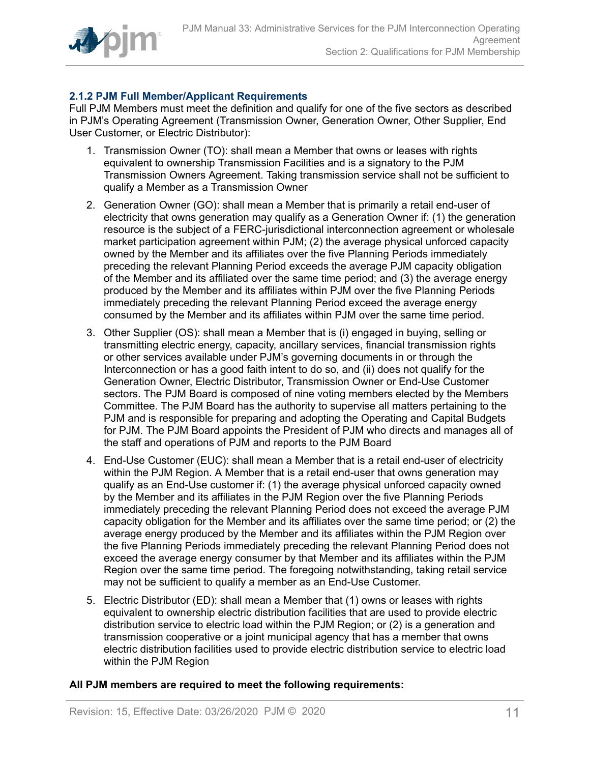### 2.1.2 PJM Full Member/Applicant Requirements

Full PJM Members must meet the definition and qualify for one of the five sectors as described in PJM's Operating Agreement (Transmission Owner, Generation Owner, Other Supplier, End User Customer, or Electric Distributor):

1. Transmission Owner (TO): shall mean a Member that owns or leases with rights equivalent to ownership Transmission Facilities and is a signatory to the PJM Transmission Owners Agreement. Taking transmission service shall not be sufficient to qualify a Member as a Transmission Owner
2. Generation Owner (GO): shall mean a Member that is primarily a retail end-user of electricity that owns generation may qualify as a Generation Owner if: (1) the generation resource is the subject of a FERC-jurisdictional interconnection agreement or wholesale market participation agreement within PJM; (2) the average physical unforced capacity owned by the Member and its affiliates over the five Planning Periods immediately preceding the relevant Planning Period exceeds the average PJM capacity obligation of the Member and its affiliated over the same time period; and (3) the average energy produced by the Member and its affiliates within PJM over the five Planning Periods immediately preceding the relevant Planning Period exceed the average energy consumed by the Member and its affiliates within PJM over the same time period.
3. Other Supplier (OS): shall mean a Member that is (i) engaged in buying, selling or transmitting electric energy, capacity, ancillary services, financial transmission rights or other services available under PJM's governing documents in or through the Interconnection or has a good faith intent to do so, and (ii) does not qualify for the Generation Owner, Electric Distributor, Transmission Owner or End-Use Customer sectors. The PJM Board is composed of nine voting members elected by the Members Committee. The PJM Board has the authority to supervise all matters pertaining to the PJM and is responsible for preparing and adopting the Operating and Capital Budgets for PJM. The PJM Board appoints the President of PJM who directs and manages all of the staff and operations of PJM and reports to the PJM Board
4. End-Use Customer (EUC): shall mean a Member that is a retail end-user of electricity within the PJM Region. A Member that is a retail end-user that owns generation may qualify as an End-Use customer if: (1) the average physical unforced capacity owned by the Member and its affiliates in the PJM Region over the five Planning Periods immediately preceding the relevant Planning Period does not exceed the average PJM capacity obligation for the Member and its affiliates over the same time period; or (2) the average energy produced by the Member and its affiliates within the PJM Region over the five Planning Periods immediately preceding the relevant Planning Period does not exceed the average energy consumer by that Member and its affiliates within the PJM Region over the same time period. The foregoing notwithstanding, taking retail service may not be sufficient to qualify a member as an End-Use Customer.
5. Electric Distributor (ED): shall mean a Member that (1) owns or leases with rights equivalent to ownership electric distribution facilities that are used to provide electric distribution service to electric load within the PJM Region; or (2) is a generation and transmission cooperative or a joint municipal agency that has a member that owns electric distribution facilities used to provide electric distribution service to electric load within the PJM Region

**All PJM members are required to meet the following requirements:**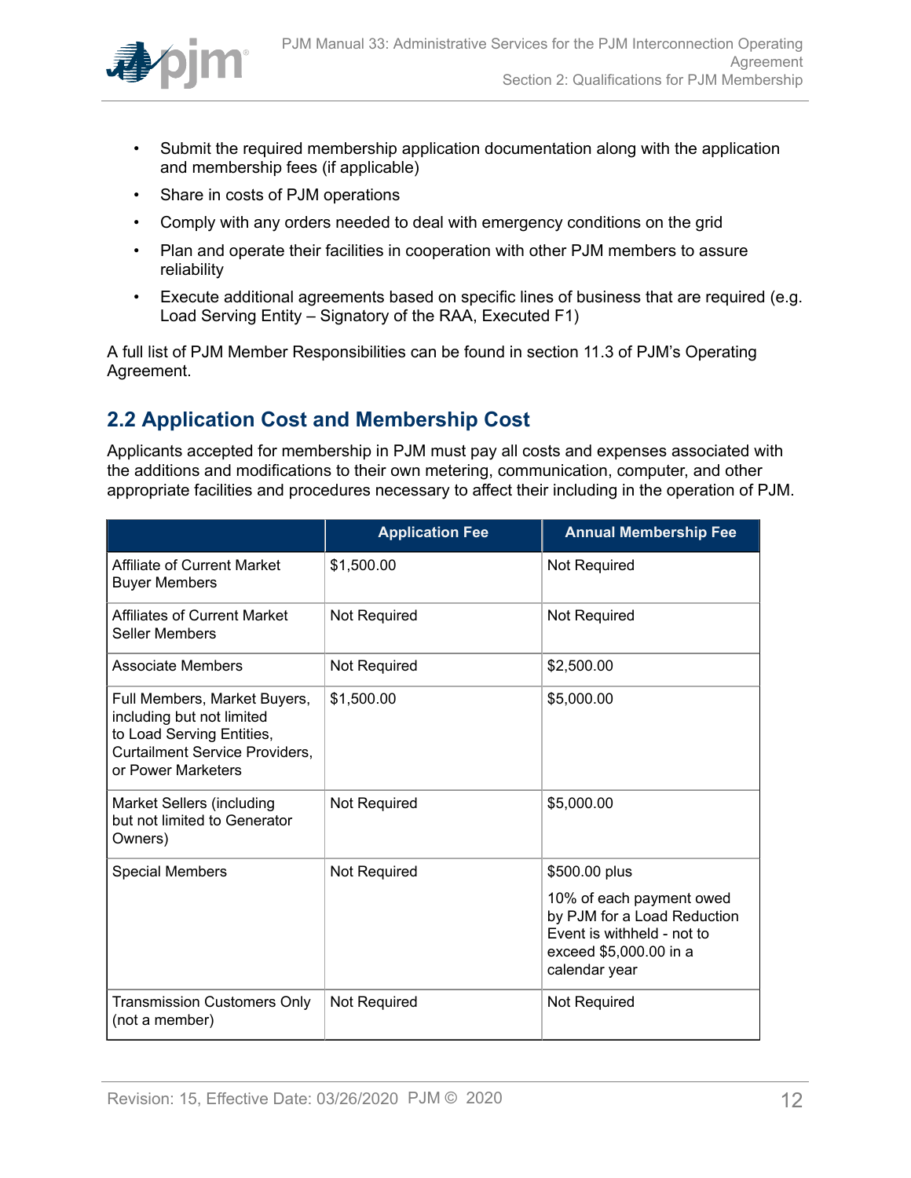- Submit the required membership application documentation along with the application and membership fees (if applicable)
- Share in costs of PJM operations
- Comply with any orders needed to deal with emergency conditions on the grid
- Plan and operate their facilities in cooperation with other PJM members to assure reliability
- Execute additional agreements based on specific lines of business that are required (e.g. Load Serving Entity – Signatory of the RAA, Executed F1)

A full list of PJM Member Responsibilities can be found in section 11.3 of PJM's Operating Agreement.

## 2.2 Application Cost and Membership Cost

Applicants accepted for membership in PJM must pay all costs and expenses associated with the additions and modifications to their own metering, communication, computer, and other appropriate facilities and procedures necessary to affect their including in the operation of PJM.

| | Application Fee | Annual Membership Fee |
|---|---|---|
| Affiliate of Current Market Buyer Members | $1,500.00 | Not Required |
| Affiliates of Current Market Seller Members | Not Required | Not Required |
| Associate Members | Not Required | $2,500.00 |
| Full Members, Market Buyers, including but not limited to Load Serving Entities, Curtailment Service Providers, or Power Marketers | $1,500.00 | $5,000.00 |
| Market Sellers (including but not limited to Generator Owners) | Not Required | $5,000.00 |
| Special Members | Not Required | $500.00 plus<br><br>10% of each payment owed by PJM for a Load Reduction Event is withheld - not to exceed $5,000.00 in a calendar year |
| Transmission Customers Only (not a member) | Not Required | Not Required |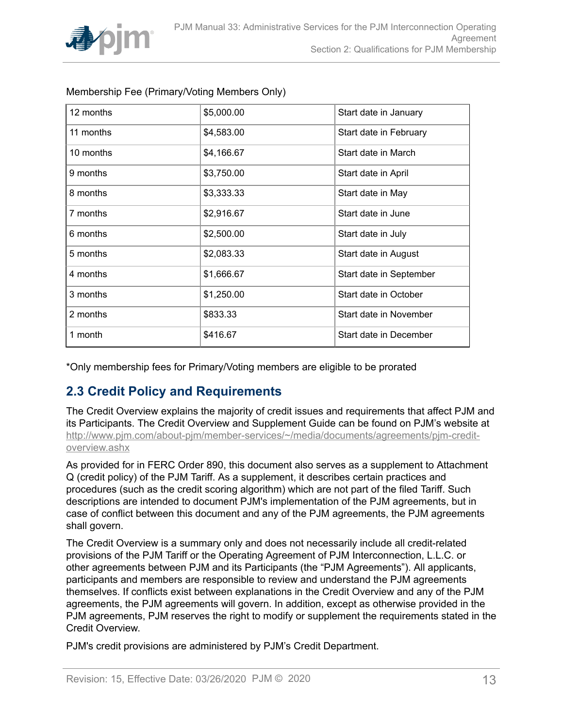Membership Fee (Primary/Voting Members Only)

| | | |
|---|---|---|
| 12 months | $5,000.00 | Start date in January |
| 11 months | $4,583.00 | Start date in February |
| 10 months | $4,166.67 | Start date in March |
| 9 months | $3,750.00 | Start date in April |
| 8 months | $3,333.33 | Start date in May |
| 7 months | $2,916.67 | Start date in June |
| 6 months | $2,500.00 | Start date in July |
| 5 months | $2,083.33 | Start date in August |
| 4 months | $1,666.67 | Start date in September |
| 3 months | $1,250.00 | Start date in October |
| 2 months | $833.33 | Start date in November |
| 1 month | $416.67 | Start date in December |

*Only membership fees for Primary/Voting members are eligible to be prorated

## 2.3 Credit Policy and Requirements

The Credit Overview explains the majority of credit issues and requirements that affect PJM and its Participants. The Credit Overview and Supplement Guide can be found on PJM's website at http://www.pjm.com/about-pjm/member-services/~/media/documents/agreements/pjm-credit-overview.ashx

As provided for in FERC Order 890, this document also serves as a supplement to Attachment Q (credit policy) of the PJM Tariff. As a supplement, it describes certain practices and procedures (such as the credit scoring algorithm) which are not part of the filed Tariff. Such descriptions are intended to document PJM's implementation of the PJM agreements, but in case of conflict between this document and any of the PJM agreements, the PJM agreements shall govern.

The Credit Overview is a summary only and does not necessarily include all credit-related provisions of the PJM Tariff or the Operating Agreement of PJM Interconnection, L.L.C. or other agreements between PJM and its Participants (the "PJM Agreements"). All applicants, participants and members are responsible to review and understand the PJM agreements themselves. If conflicts exist between explanations in the Credit Overview and any of the PJM agreements, the PJM agreements will govern. In addition, except as otherwise provided in the PJM agreements, PJM reserves the right to modify or supplement the requirements stated in the Credit Overview.

PJM's credit provisions are administered by PJM's Credit Department.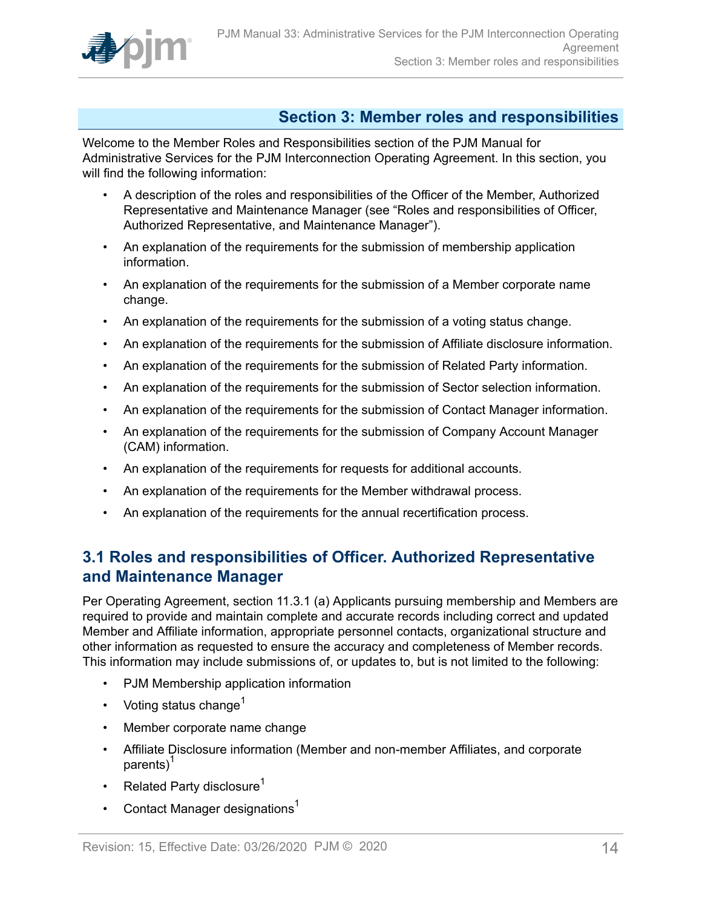## Section 3: Member roles and responsibilities

Welcome to the Member Roles and Responsibilities section of the PJM Manual for Administrative Services for the PJM Interconnection Operating Agreement. In this section, you will find the following information:

- A description of the roles and responsibilities of the Officer of the Member, Authorized Representative and Maintenance Manager (see "Roles and responsibilities of Officer, Authorized Representative, and Maintenance Manager").
- An explanation of the requirements for the submission of membership application information.
- An explanation of the requirements for the submission of a Member corporate name change.
- An explanation of the requirements for the submission of a voting status change.
- An explanation of the requirements for the submission of Affiliate disclosure information.
- An explanation of the requirements for the submission of Related Party information.
- An explanation of the requirements for the submission of Sector selection information.
- An explanation of the requirements for the submission of Contact Manager information.
- An explanation of the requirements for the submission of Company Account Manager (CAM) information.
- An explanation of the requirements for requests for additional accounts.
- An explanation of the requirements for the Member withdrawal process.
- An explanation of the requirements for the annual recertification process.

### 3.1 Roles and responsibilities of Officer. Authorized Representative and Maintenance Manager

Per Operating Agreement, section 11.3.1 (a) Applicants pursuing membership and Members are required to provide and maintain complete and accurate records including correct and updated Member and Affiliate information, appropriate personnel contacts, organizational structure and other information as requested to ensure the accuracy and completeness of Member records. This information may include submissions of, or updates to, but is not limited to the following:

- PJM Membership application information
- Voting status change[1]
- Member corporate name change
- Affiliate Disclosure information (Member and non-member Affiliates, and corporate parents)[1]
- Related Party disclosure[1]
- Contact Manager designations[1]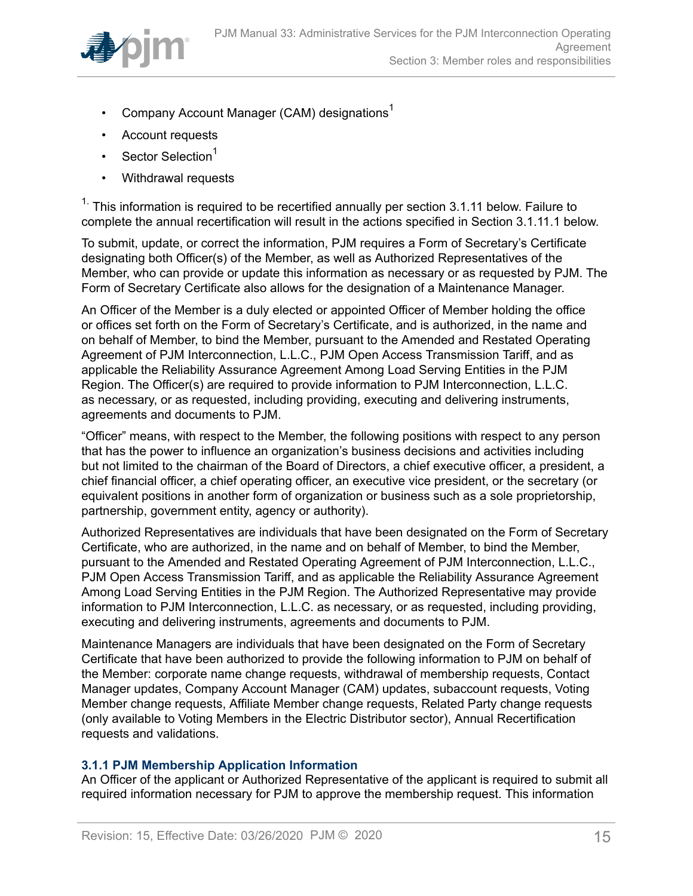- Company Account Manager (CAM) designations[1]
- Account requests
- Sector Selection[1]
- Withdrawal requests

[1.] This information is required to be recertified annually per section 3.1.11 below. Failure to complete the annual recertification will result in the actions specified in Section 3.1.11.1 below.

To submit, update, or correct the information, PJM requires a Form of Secretary's Certificate designating both Officer(s) of the Member, as well as Authorized Representatives of the Member, who can provide or update this information as necessary or as requested by PJM. The Form of Secretary Certificate also allows for the designation of a Maintenance Manager.

An Officer of the Member is a duly elected or appointed Officer of Member holding the office or offices set forth on the Form of Secretary's Certificate, and is authorized, in the name and on behalf of Member, to bind the Member, pursuant to the Amended and Restated Operating Agreement of PJM Interconnection, L.L.C., PJM Open Access Transmission Tariff, and as applicable the Reliability Assurance Agreement Among Load Serving Entities in the PJM Region. The Officer(s) are required to provide information to PJM Interconnection, L.L.C. as necessary, or as requested, including providing, executing and delivering instruments, agreements and documents to PJM.

"Officer" means, with respect to the Member, the following positions with respect to any person that has the power to influence an organization's business decisions and activities including but not limited to the chairman of the Board of Directors, a chief executive officer, a president, a chief financial officer, a chief operating officer, an executive vice president, or the secretary (or equivalent positions in another form of organization or business such as a sole proprietorship, partnership, government entity, agency or authority).

Authorized Representatives are individuals that have been designated on the Form of Secretary Certificate, who are authorized, in the name and on behalf of Member, to bind the Member, pursuant to the Amended and Restated Operating Agreement of PJM Interconnection, L.L.C., PJM Open Access Transmission Tariff, and as applicable the Reliability Assurance Agreement Among Load Serving Entities in the PJM Region. The Authorized Representative may provide information to PJM Interconnection, L.L.C. as necessary, or as requested, including providing, executing and delivering instruments, agreements and documents to PJM.

Maintenance Managers are individuals that have been designated on the Form of Secretary Certificate that have been authorized to provide the following information to PJM on behalf of the Member: corporate name change requests, withdrawal of membership requests, Contact Manager updates, Company Account Manager (CAM) updates, subaccount requests, Voting Member change requests, Affiliate Member change requests, Related Party change requests (only available to Voting Members in the Electric Distributor sector), Annual Recertification requests and validations.

### 3.1.1 PJM Membership Application Information

An Officer of the applicant or Authorized Representative of the applicant is required to submit all required information necessary for PJM to approve the membership request. This information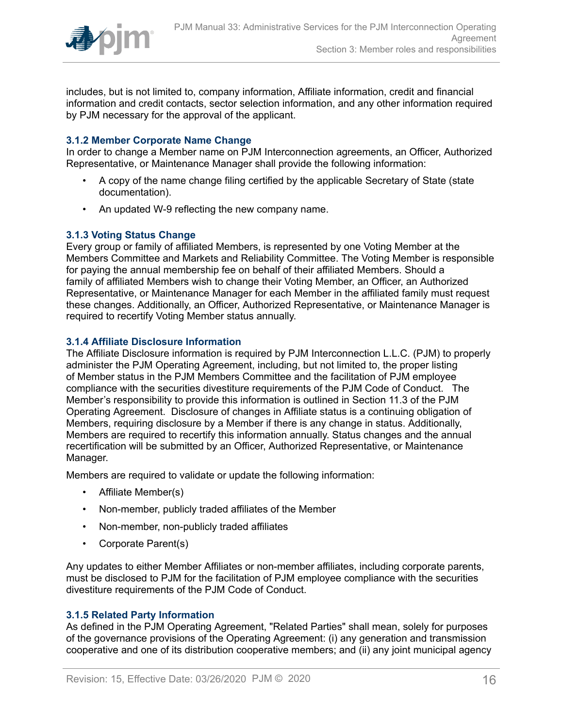includes, but is not limited to, company information, Affiliate information, credit and financial information and credit contacts, sector selection information, and any other information required by PJM necessary for the approval of the applicant.

### 3.1.2 Member Corporate Name Change

In order to change a Member name on PJM Interconnection agreements, an Officer, Authorized Representative, or Maintenance Manager shall provide the following information:

- A copy of the name change filing certified by the applicable Secretary of State (state documentation).
- An updated W-9 reflecting the new company name.

### 3.1.3 Voting Status Change

Every group or family of affiliated Members, is represented by one Voting Member at the Members Committee and Markets and Reliability Committee. The Voting Member is responsible for paying the annual membership fee on behalf of their affiliated Members. Should a family of affiliated Members wish to change their Voting Member, an Officer, an Authorized Representative, or Maintenance Manager for each Member in the affiliated family must request these changes. Additionally, an Officer, Authorized Representative, or Maintenance Manager is required to recertify Voting Member status annually.

### 3.1.4 Affiliate Disclosure Information

The Affiliate Disclosure information is required by PJM Interconnection L.L.C. (PJM) to properly administer the PJM Operating Agreement, including, but not limited to, the proper listing of Member status in the PJM Members Committee and the facilitation of PJM employee compliance with the securities divestiture requirements of the PJM Code of Conduct. The Member's responsibility to provide this information is outlined in Section 11.3 of the PJM Operating Agreement. Disclosure of changes in Affiliate status is a continuing obligation of Members, requiring disclosure by a Member if there is any change in status. Additionally, Members are required to recertify this information annually. Status changes and the annual recertification will be submitted by an Officer, Authorized Representative, or Maintenance Manager.

Members are required to validate or update the following information:

- Affiliate Member(s)
- Non-member, publicly traded affiliates of the Member
- Non-member, non-publicly traded affiliates
- Corporate Parent(s)

Any updates to either Member Affiliates or non-member affiliates, including corporate parents, must be disclosed to PJM for the facilitation of PJM employee compliance with the securities divestiture requirements of the PJM Code of Conduct.

### 3.1.5 Related Party Information

As defined in the PJM Operating Agreement, "Related Parties" shall mean, solely for purposes of the governance provisions of the Operating Agreement: (i) any generation and transmission cooperative and one of its distribution cooperative members; and (ii) any joint municipal agency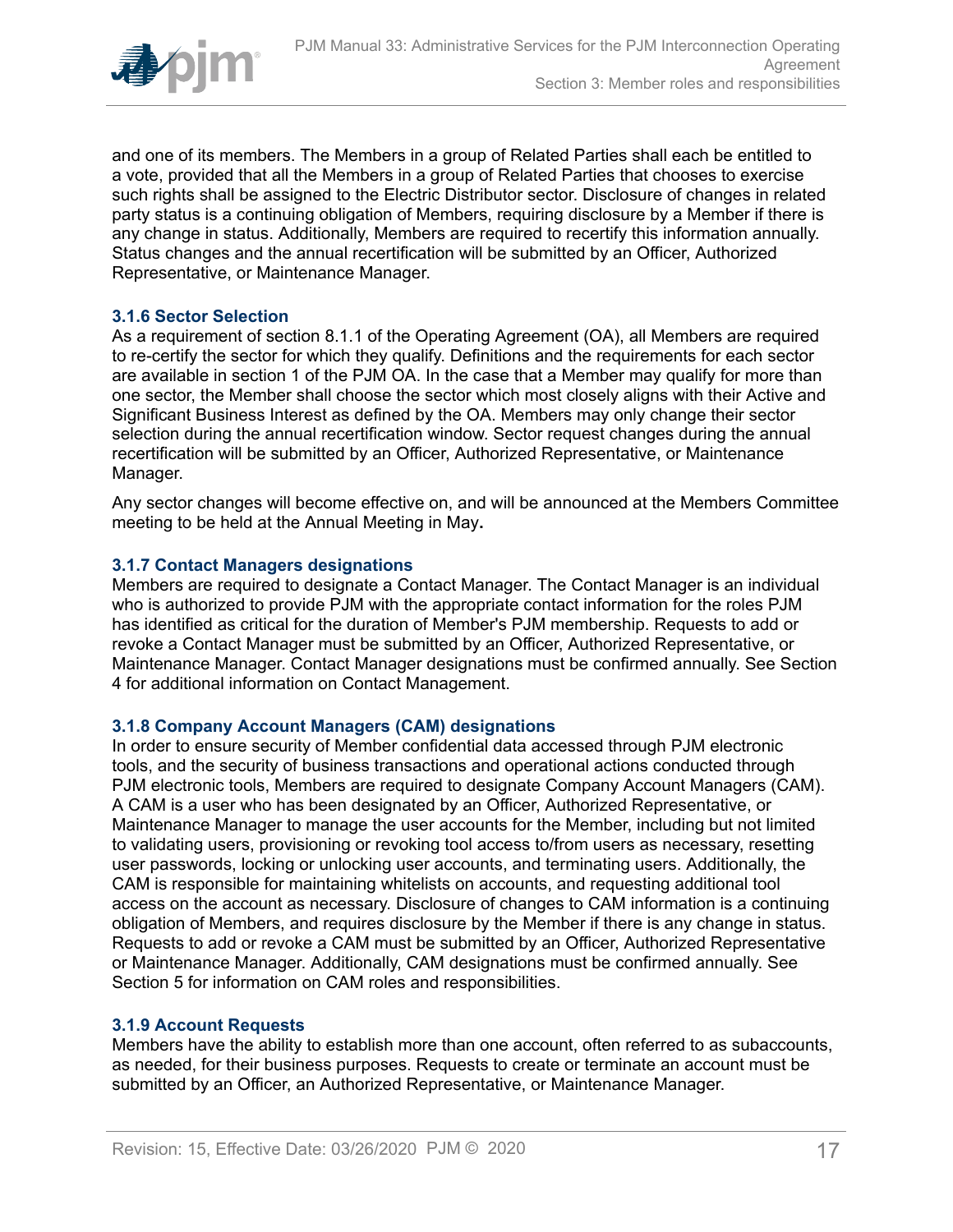and one of its members. The Members in a group of Related Parties shall each be entitled to a vote, provided that all the Members in a group of Related Parties that chooses to exercise such rights shall be assigned to the Electric Distributor sector. Disclosure of changes in related party status is a continuing obligation of Members, requiring disclosure by a Member if there is any change in status. Additionally, Members are required to recertify this information annually. Status changes and the annual recertification will be submitted by an Officer, Authorized Representative, or Maintenance Manager.

### 3.1.6 Sector Selection

As a requirement of section 8.1.1 of the Operating Agreement (OA), all Members are required to re-certify the sector for which they qualify. Definitions and the requirements for each sector are available in section 1 of the PJM OA. In the case that a Member may qualify for more than one sector, the Member shall choose the sector which most closely aligns with their Active and Significant Business Interest as defined by the OA. Members may only change their sector selection during the annual recertification window. Sector request changes during the annual recertification will be submitted by an Officer, Authorized Representative, or Maintenance Manager.

Any sector changes will become effective on, and will be announced at the Members Committee meeting to be held at the Annual Meeting in May**.**

### 3.1.7 Contact Managers designations

Members are required to designate a Contact Manager. The Contact Manager is an individual who is authorized to provide PJM with the appropriate contact information for the roles PJM has identified as critical for the duration of Member's PJM membership. Requests to add or revoke a Contact Manager must be submitted by an Officer, Authorized Representative, or Maintenance Manager. Contact Manager designations must be confirmed annually. See Section 4 for additional information on Contact Management.

### 3.1.8 Company Account Managers (CAM) designations

In order to ensure security of Member confidential data accessed through PJM electronic tools, and the security of business transactions and operational actions conducted through PJM electronic tools, Members are required to designate Company Account Managers (CAM). A CAM is a user who has been designated by an Officer, Authorized Representative, or Maintenance Manager to manage the user accounts for the Member, including but not limited to validating users, provisioning or revoking tool access to/from users as necessary, resetting user passwords, locking or unlocking user accounts, and terminating users. Additionally, the CAM is responsible for maintaining whitelists on accounts, and requesting additional tool access on the account as necessary. Disclosure of changes to CAM information is a continuing obligation of Members, and requires disclosure by the Member if there is any change in status. Requests to add or revoke a CAM must be submitted by an Officer, Authorized Representative or Maintenance Manager. Additionally, CAM designations must be confirmed annually. See Section 5 for information on CAM roles and responsibilities.

### 3.1.9 Account Requests

Members have the ability to establish more than one account, often referred to as subaccounts, as needed, for their business purposes. Requests to create or terminate an account must be submitted by an Officer, an Authorized Representative, or Maintenance Manager.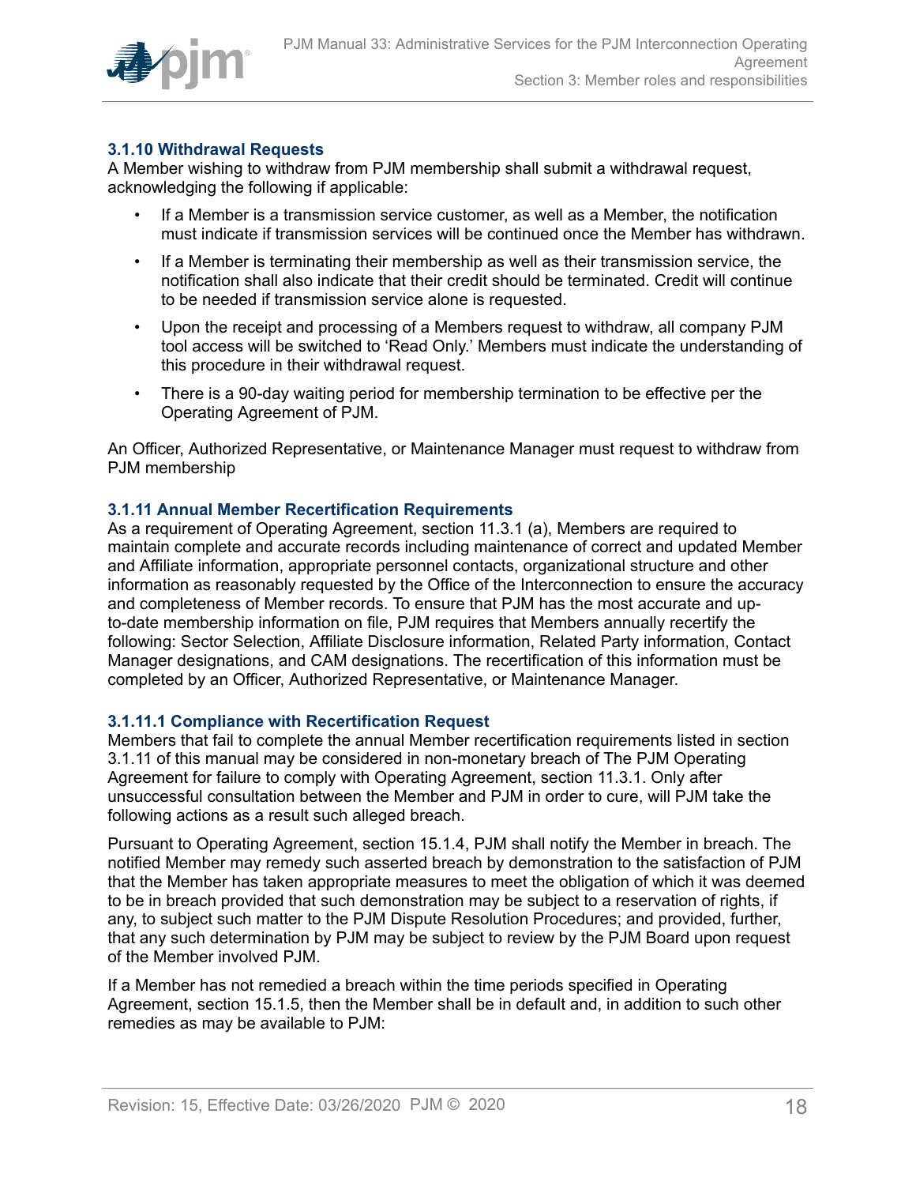### 3.1.10 Withdrawal Requests

A Member wishing to withdraw from PJM membership shall submit a withdrawal request, acknowledging the following if applicable:

- If a Member is a transmission service customer, as well as a Member, the notification must indicate if transmission services will be continued once the Member has withdrawn.
- If a Member is terminating their membership as well as their transmission service, the notification shall also indicate that their credit should be terminated. Credit will continue to be needed if transmission service alone is requested.
- Upon the receipt and processing of a Members request to withdraw, all company PJM tool access will be switched to 'Read Only.' Members must indicate the understanding of this procedure in their withdrawal request.
- There is a 90-day waiting period for membership termination to be effective per the Operating Agreement of PJM.

An Officer, Authorized Representative, or Maintenance Manager must request to withdraw from PJM membership

### 3.1.11 Annual Member Recertification Requirements

As a requirement of Operating Agreement, section 11.3.1 (a), Members are required to maintain complete and accurate records including maintenance of correct and updated Member and Affiliate information, appropriate personnel contacts, organizational structure and other information as reasonably requested by the Office of the Interconnection to ensure the accuracy and completeness of Member records. To ensure that PJM has the most accurate and up-to-date membership information on file, PJM requires that Members annually recertify the following: Sector Selection, Affiliate Disclosure information, Related Party information, Contact Manager designations, and CAM designations. The recertification of this information must be completed by an Officer, Authorized Representative, or Maintenance Manager.

#### 3.1.11.1 Compliance with Recertification Request

Members that fail to complete the annual Member recertification requirements listed in section 3.1.11 of this manual may be considered in non-monetary breach of The PJM Operating Agreement for failure to comply with Operating Agreement, section 11.3.1. Only after unsuccessful consultation between the Member and PJM in order to cure, will PJM take the following actions as a result such alleged breach.

Pursuant to Operating Agreement, section 15.1.4, PJM shall notify the Member in breach. The notified Member may remedy such asserted breach by demonstration to the satisfaction of PJM that the Member has taken appropriate measures to meet the obligation of which it was deemed to be in breach provided that such demonstration may be subject to a reservation of rights, if any, to subject such matter to the PJM Dispute Resolution Procedures; and provided, further, that any such determination by PJM may be subject to review by the PJM Board upon request of the Member involved PJM.

If a Member has not remedied a breach within the time periods specified in Operating Agreement, section 15.1.5, then the Member shall be in default and, in addition to such other remedies as may be available to PJM: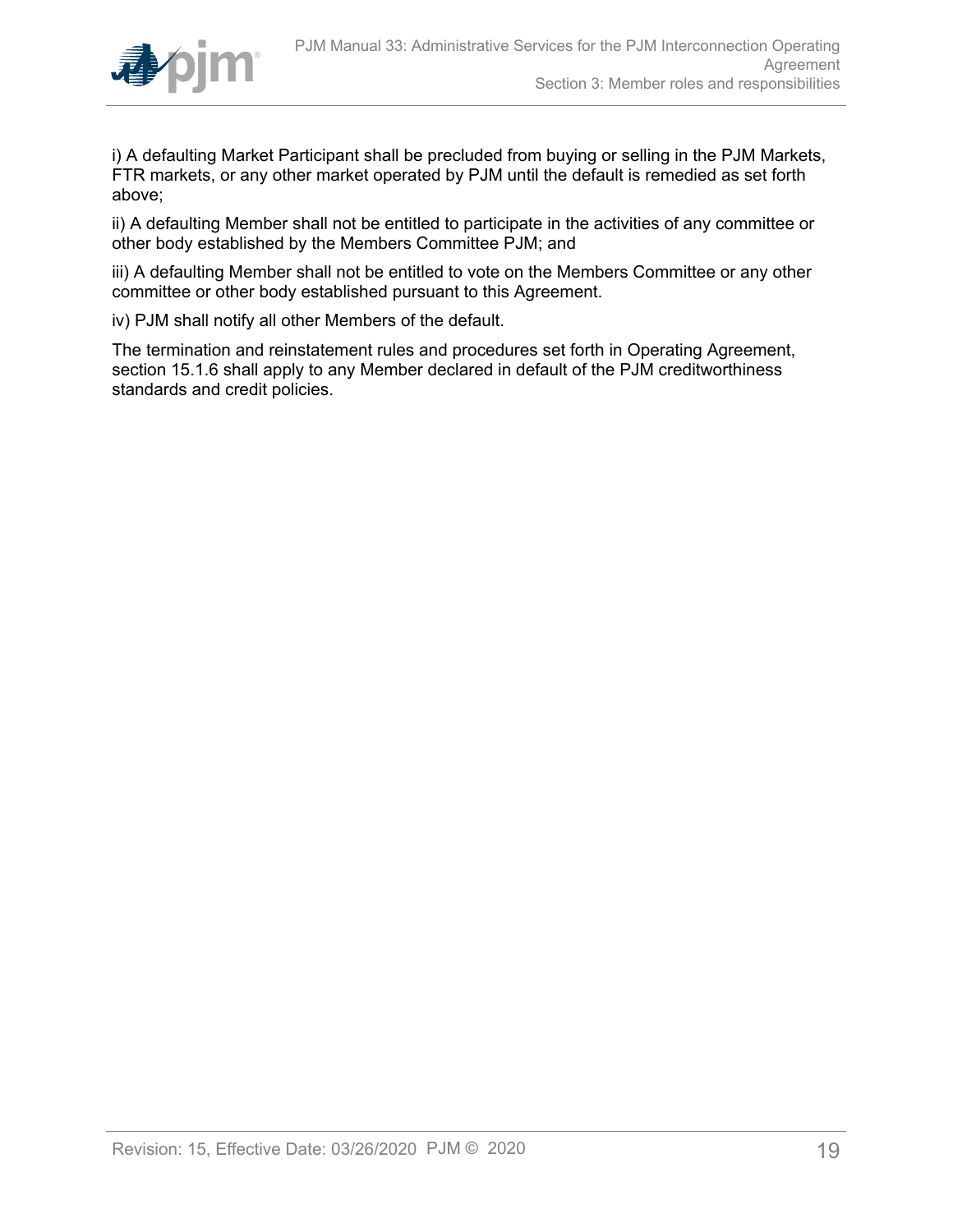i) A defaulting Market Participant shall be precluded from buying or selling in the PJM Markets, FTR markets, or any other market operated by PJM until the default is remedied as set forth above;

ii) A defaulting Member shall not be entitled to participate in the activities of any committee or other body established by the Members Committee PJM; and

iii) A defaulting Member shall not be entitled to vote on the Members Committee or any other committee or other body established pursuant to this Agreement.

iv) PJM shall notify all other Members of the default.

The termination and reinstatement rules and procedures set forth in Operating Agreement, section 15.1.6 shall apply to any Member declared in default of the PJM creditworthiness standards and credit policies.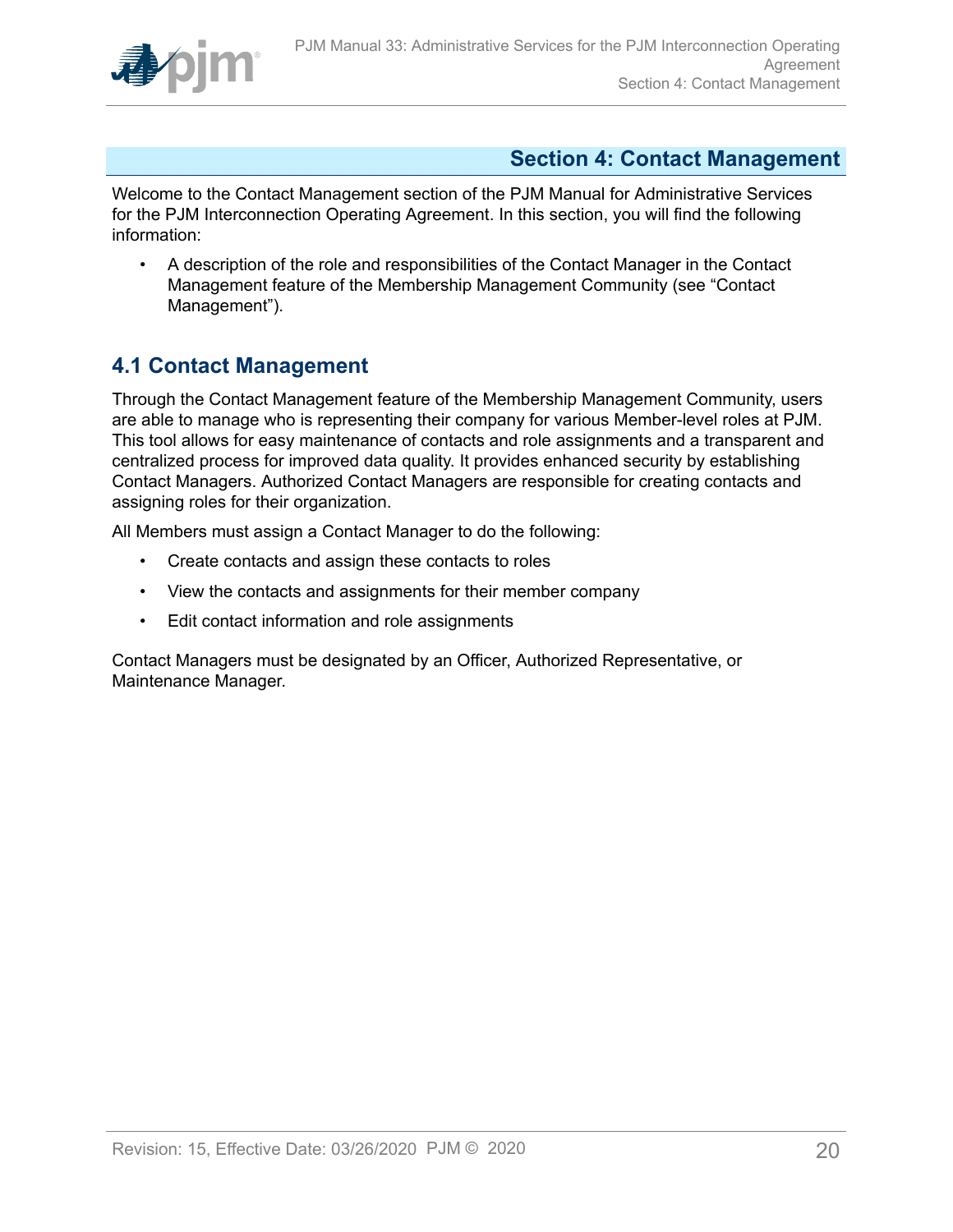# Section 4: Contact Management

Welcome to the Contact Management section of the PJM Manual for Administrative Services for the PJM Interconnection Operating Agreement. In this section, you will find the following information:

- A description of the role and responsibilities of the Contact Manager in the Contact Management feature of the Membership Management Community (see "Contact Management").

## 4.1 Contact Management

Through the Contact Management feature of the Membership Management Community, users are able to manage who is representing their company for various Member-level roles at PJM. This tool allows for easy maintenance of contacts and role assignments and a transparent and centralized process for improved data quality. It provides enhanced security by establishing Contact Managers. Authorized Contact Managers are responsible for creating contacts and assigning roles for their organization.

All Members must assign a Contact Manager to do the following:

- Create contacts and assign these contacts to roles
- View the contacts and assignments for their member company
- Edit contact information and role assignments

Contact Managers must be designated by an Officer, Authorized Representative, or Maintenance Manager.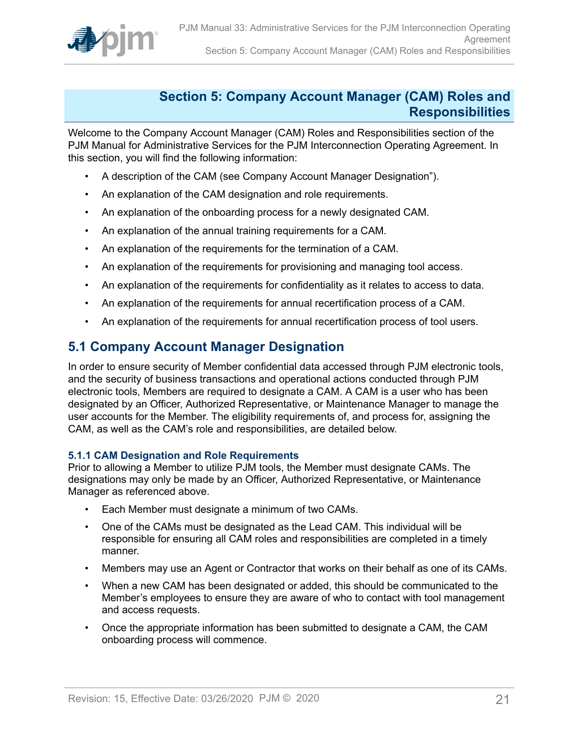# Section 5: Company Account Manager (CAM) Roles and Responsibilities

Welcome to the Company Account Manager (CAM) Roles and Responsibilities section of the PJM Manual for Administrative Services for the PJM Interconnection Operating Agreement. In this section, you will find the following information:

- A description of the CAM (see Company Account Manager Designation").
- An explanation of the CAM designation and role requirements.
- An explanation of the onboarding process for a newly designated CAM.
- An explanation of the annual training requirements for a CAM.
- An explanation of the requirements for the termination of a CAM.
- An explanation of the requirements for provisioning and managing tool access.
- An explanation of the requirements for confidentiality as it relates to access to data.
- An explanation of the requirements for annual recertification process of a CAM.
- An explanation of the requirements for annual recertification process of tool users.

## 5.1 Company Account Manager Designation

In order to ensure security of Member confidential data accessed through PJM electronic tools, and the security of business transactions and operational actions conducted through PJM electronic tools, Members are required to designate a CAM. A CAM is a user who has been designated by an Officer, Authorized Representative, or Maintenance Manager to manage the user accounts for the Member. The eligibility requirements of, and process for, assigning the CAM, as well as the CAM's role and responsibilities, are detailed below.

### 5.1.1 CAM Designation and Role Requirements

Prior to allowing a Member to utilize PJM tools, the Member must designate CAMs. The designations may only be made by an Officer, Authorized Representative, or Maintenance Manager as referenced above.

- Each Member must designate a minimum of two CAMs.
- One of the CAMs must be designated as the Lead CAM. This individual will be responsible for ensuring all CAM roles and responsibilities are completed in a timely manner.
- Members may use an Agent or Contractor that works on their behalf as one of its CAMs.
- When a new CAM has been designated or added, this should be communicated to the Member's employees to ensure they are aware of who to contact with tool management and access requests.
- Once the appropriate information has been submitted to designate a CAM, the CAM onboarding process will commence.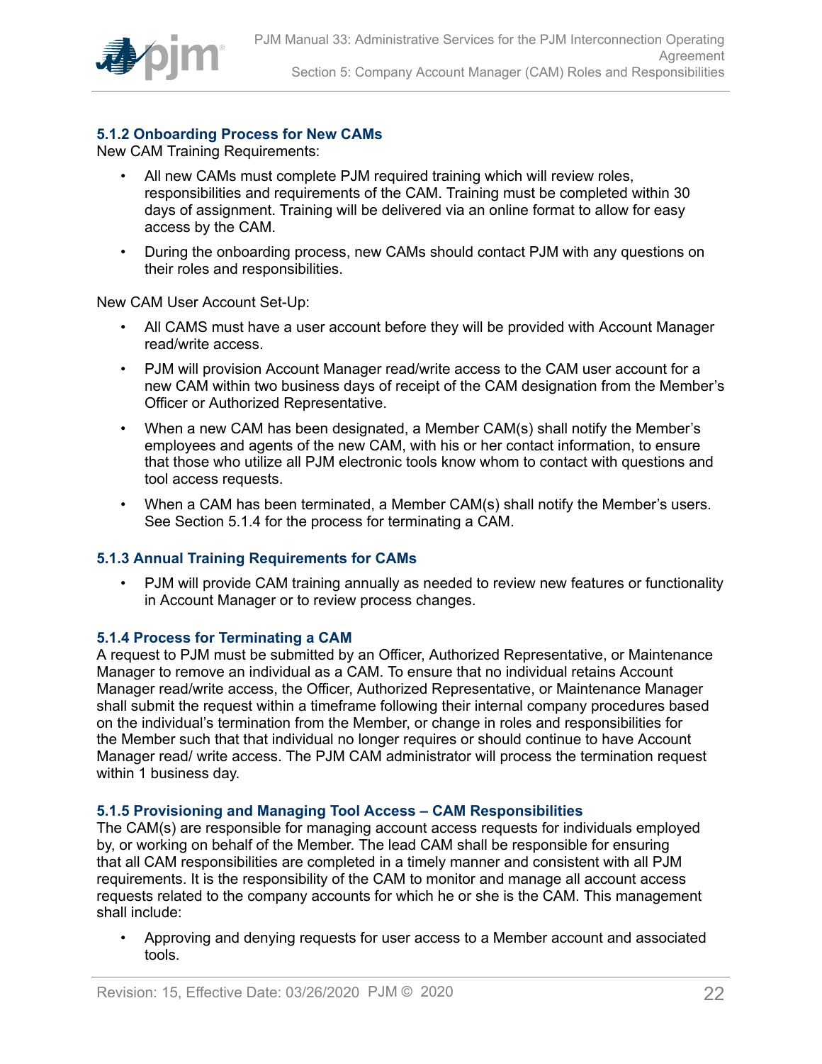### 5.1.2 Onboarding Process for New CAMs

New CAM Training Requirements:

- All new CAMs must complete PJM required training which will review roles, responsibilities and requirements of the CAM. Training must be completed within 30 days of assignment. Training will be delivered via an online format to allow for easy access by the CAM.
- During the onboarding process, new CAMs should contact PJM with any questions on their roles and responsibilities.

New CAM User Account Set-Up:

- All CAMS must have a user account before they will be provided with Account Manager read/write access.
- PJM will provision Account Manager read/write access to the CAM user account for a new CAM within two business days of receipt of the CAM designation from the Member's Officer or Authorized Representative.
- When a new CAM has been designated, a Member CAM(s) shall notify the Member's employees and agents of the new CAM, with his or her contact information, to ensure that those who utilize all PJM electronic tools know whom to contact with questions and tool access requests.
- When a CAM has been terminated, a Member CAM(s) shall notify the Member's users. See Section 5.1.4 for the process for terminating a CAM.

### 5.1.3 Annual Training Requirements for CAMs

- PJM will provide CAM training annually as needed to review new features or functionality in Account Manager or to review process changes.

### 5.1.4 Process for Terminating a CAM

A request to PJM must be submitted by an Officer, Authorized Representative, or Maintenance Manager to remove an individual as a CAM. To ensure that no individual retains Account Manager read/write access, the Officer, Authorized Representative, or Maintenance Manager shall submit the request within a timeframe following their internal company procedures based on the individual's termination from the Member, or change in roles and responsibilities for the Member such that that individual no longer requires or should continue to have Account Manager read/ write access. The PJM CAM administrator will process the termination request within 1 business day.

### 5.1.5 Provisioning and Managing Tool Access – CAM Responsibilities

The CAM(s) are responsible for managing account access requests for individuals employed by, or working on behalf of the Member. The lead CAM shall be responsible for ensuring that all CAM responsibilities are completed in a timely manner and consistent with all PJM requirements. It is the responsibility of the CAM to monitor and manage all account access requests related to the company accounts for which he or she is the CAM. This management shall include:

- Approving and denying requests for user access to a Member account and associated tools.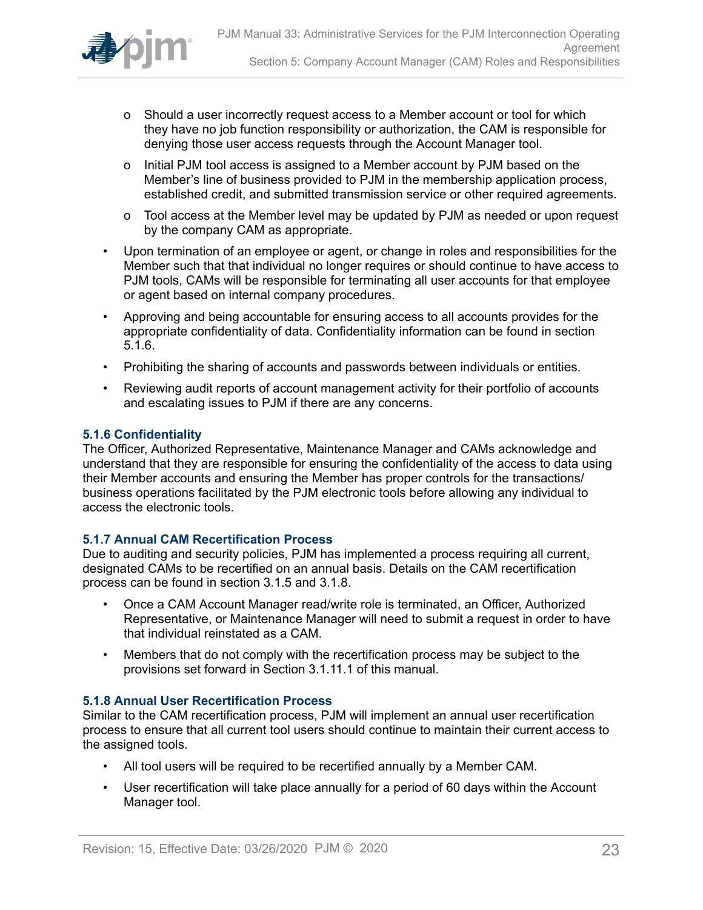- Should a user incorrectly request access to a Member account or tool for which they have no job function responsibility or authorization, the CAM is responsible for denying those user access requests through the Account Manager tool.
  - Initial PJM tool access is assigned to a Member account by PJM based on the Member's line of business provided to PJM in the membership application process, established credit, and submitted transmission service or other required agreements.
  - Tool access at the Member level may be updated by PJM as needed or upon request by the company CAM as appropriate.
- Upon termination of an employee or agent, or change in roles and responsibilities for the Member such that that individual no longer requires or should continue to have access to PJM tools, CAMs will be responsible for terminating all user accounts for that employee or agent based on internal company procedures.
- Approving and being accountable for ensuring access to all accounts provides for the appropriate confidentiality of data. Confidentiality information can be found in section 5.1.6.
- Prohibiting the sharing of accounts and passwords between individuals or entities.
- Reviewing audit reports of account management activity for their portfolio of accounts and escalating issues to PJM if there are any concerns.

### 5.1.6 Confidentiality

The Officer, Authorized Representative, Maintenance Manager and CAMs acknowledge and understand that they are responsible for ensuring the confidentiality of the access to data using their Member accounts and ensuring the Member has proper controls for the transactions/ business operations facilitated by the PJM electronic tools before allowing any individual to access the electronic tools.

### 5.1.7 Annual CAM Recertification Process

Due to auditing and security policies, PJM has implemented a process requiring all current, designated CAMs to be recertified on an annual basis. Details on the CAM recertification process can be found in section 3.1.5 and 3.1.8.

- Once a CAM Account Manager read/write role is terminated, an Officer, Authorized Representative, or Maintenance Manager will need to submit a request in order to have that individual reinstated as a CAM.
- Members that do not comply with the recertification process may be subject to the provisions set forward in Section 3.1.11.1 of this manual.

### 5.1.8 Annual User Recertification Process

Similar to the CAM recertification process, PJM will implement an annual user recertification process to ensure that all current tool users should continue to maintain their current access to the assigned tools.

- All tool users will be required to be recertified annually by a Member CAM.
- User recertification will take place annually for a period of 60 days within the Account Manager tool.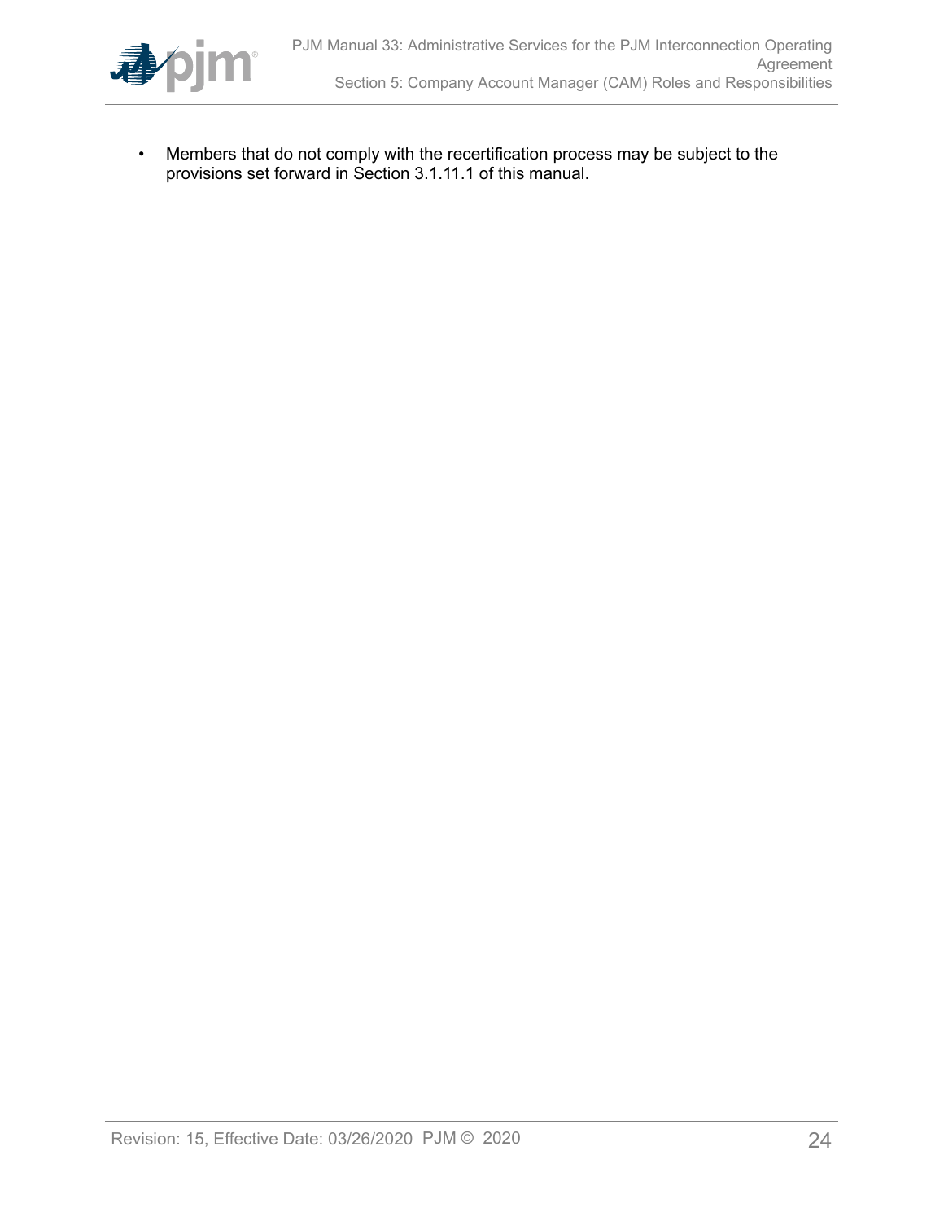- Members that do not comply with the recertification process may be subject to the provisions set forward in Section 3.1.11.1 of this manual.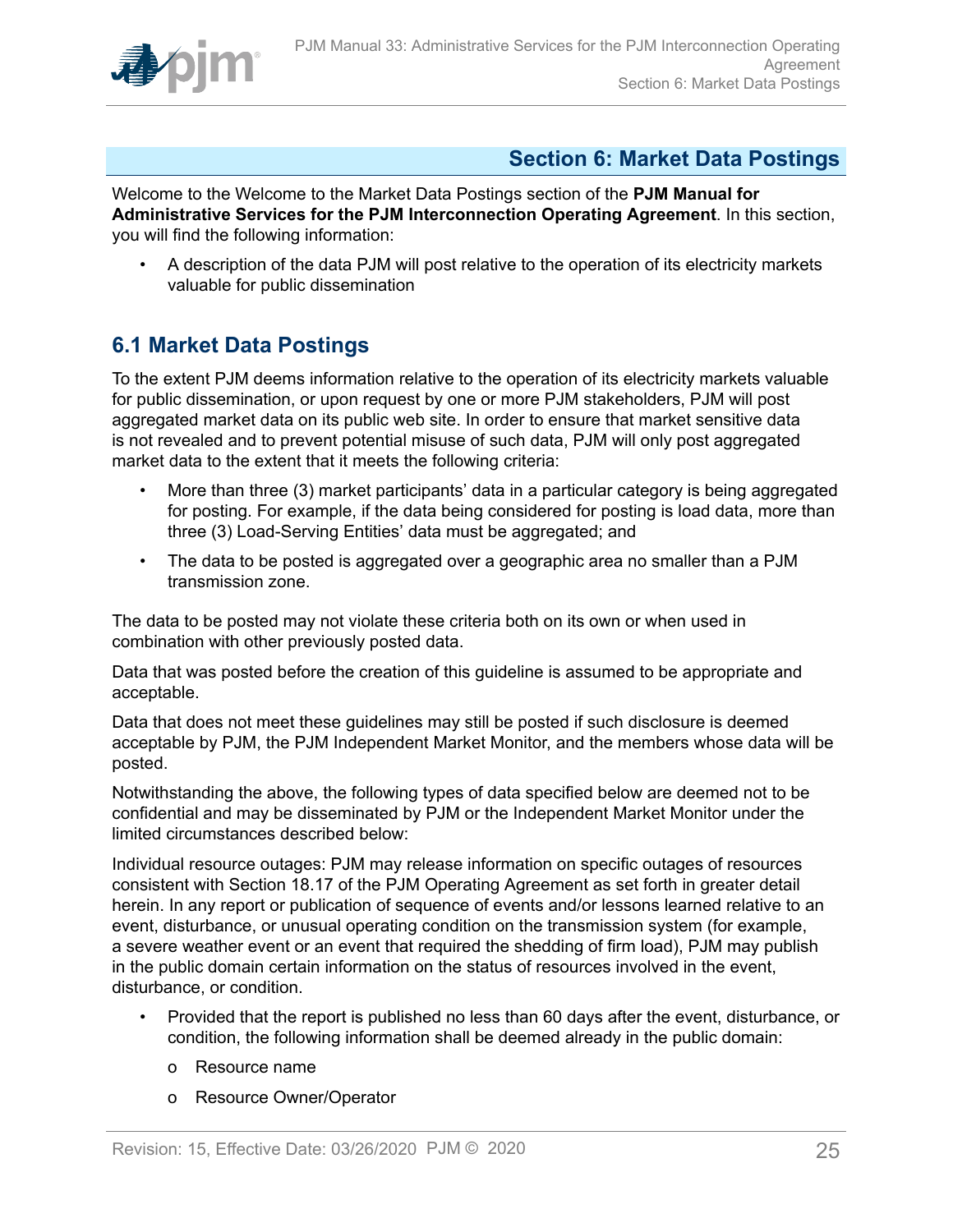# Section 6: Market Data Postings

Welcome to the Welcome to the Market Data Postings section of the **PJM Manual for Administrative Services for the PJM Interconnection Operating Agreement**. In this section, you will find the following information:

- A description of the data PJM will post relative to the operation of its electricity markets valuable for public dissemination

## 6.1 Market Data Postings

To the extent PJM deems information relative to the operation of its electricity markets valuable for public dissemination, or upon request by one or more PJM stakeholders, PJM will post aggregated market data on its public web site. In order to ensure that market sensitive data is not revealed and to prevent potential misuse of such data, PJM will only post aggregated market data to the extent that it meets the following criteria:

- More than three (3) market participants' data in a particular category is being aggregated for posting. For example, if the data being considered for posting is load data, more than three (3) Load-Serving Entities' data must be aggregated; and
- The data to be posted is aggregated over a geographic area no smaller than a PJM transmission zone.

The data to be posted may not violate these criteria both on its own or when used in combination with other previously posted data.

Data that was posted before the creation of this guideline is assumed to be appropriate and acceptable.

Data that does not meet these guidelines may still be posted if such disclosure is deemed acceptable by PJM, the PJM Independent Market Monitor, and the members whose data will be posted.

Notwithstanding the above, the following types of data specified below are deemed not to be confidential and may be disseminated by PJM or the Independent Market Monitor under the limited circumstances described below:

Individual resource outages: PJM may release information on specific outages of resources consistent with Section 18.17 of the PJM Operating Agreement as set forth in greater detail herein. In any report or publication of sequence of events and/or lessons learned relative to an event, disturbance, or unusual operating condition on the transmission system (for example, a severe weather event or an event that required the shedding of firm load), PJM may publish in the public domain certain information on the status of resources involved in the event, disturbance, or condition.

- Provided that the report is published no less than 60 days after the event, disturbance, or condition, the following information shall be deemed already in the public domain:
  - Resource name
  - Resource Owner/Operator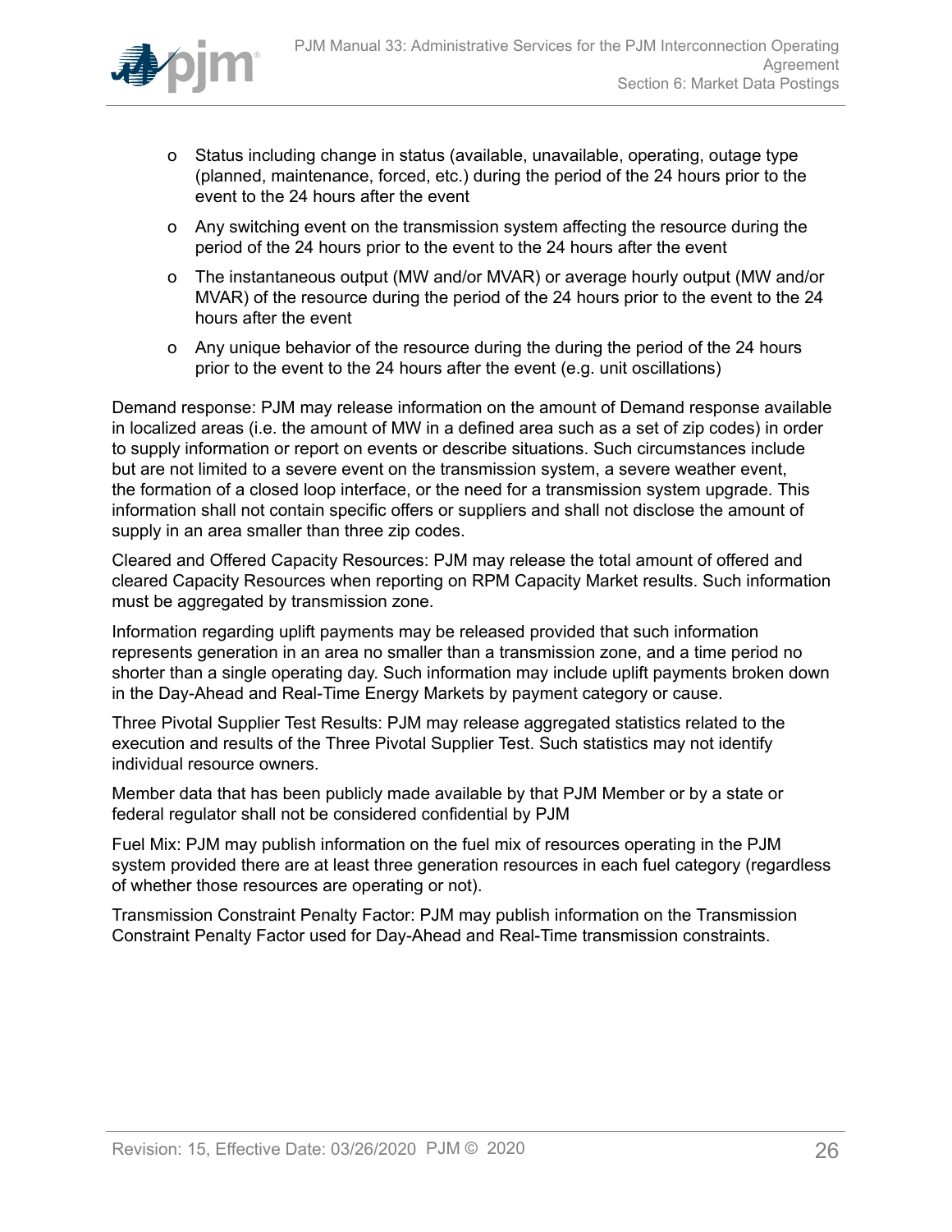- Status including change in status (available, unavailable, operating, outage type (planned, maintenance, forced, etc.) during the period of the 24 hours prior to the event to the 24 hours after the event
- Any switching event on the transmission system affecting the resource during the period of the 24 hours prior to the event to the 24 hours after the event
- The instantaneous output (MW and/or MVAR) or average hourly output (MW and/or MVAR) of the resource during the period of the 24 hours prior to the event to the 24 hours after the event
- Any unique behavior of the resource during the during the period of the 24 hours prior to the event to the 24 hours after the event (e.g. unit oscillations)

Demand response: PJM may release information on the amount of Demand response available in localized areas (i.e. the amount of MW in a defined area such as a set of zip codes) in order to supply information or report on events or describe situations. Such circumstances include but are not limited to a severe event on the transmission system, a severe weather event, the formation of a closed loop interface, or the need for a transmission system upgrade. This information shall not contain specific offers or suppliers and shall not disclose the amount of supply in an area smaller than three zip codes.

Cleared and Offered Capacity Resources: PJM may release the total amount of offered and cleared Capacity Resources when reporting on RPM Capacity Market results. Such information must be aggregated by transmission zone.

Information regarding uplift payments may be released provided that such information represents generation in an area no smaller than a transmission zone, and a time period no shorter than a single operating day. Such information may include uplift payments broken down in the Day-Ahead and Real-Time Energy Markets by payment category or cause.

Three Pivotal Supplier Test Results: PJM may release aggregated statistics related to the execution and results of the Three Pivotal Supplier Test. Such statistics may not identify individual resource owners.

Member data that has been publicly made available by that PJM Member or by a state or federal regulator shall not be considered confidential by PJM

Fuel Mix: PJM may publish information on the fuel mix of resources operating in the PJM system provided there are at least three generation resources in each fuel category (regardless of whether those resources are operating or not).

Transmission Constraint Penalty Factor: PJM may publish information on the Transmission Constraint Penalty Factor used for Day-Ahead and Real-Time transmission constraints.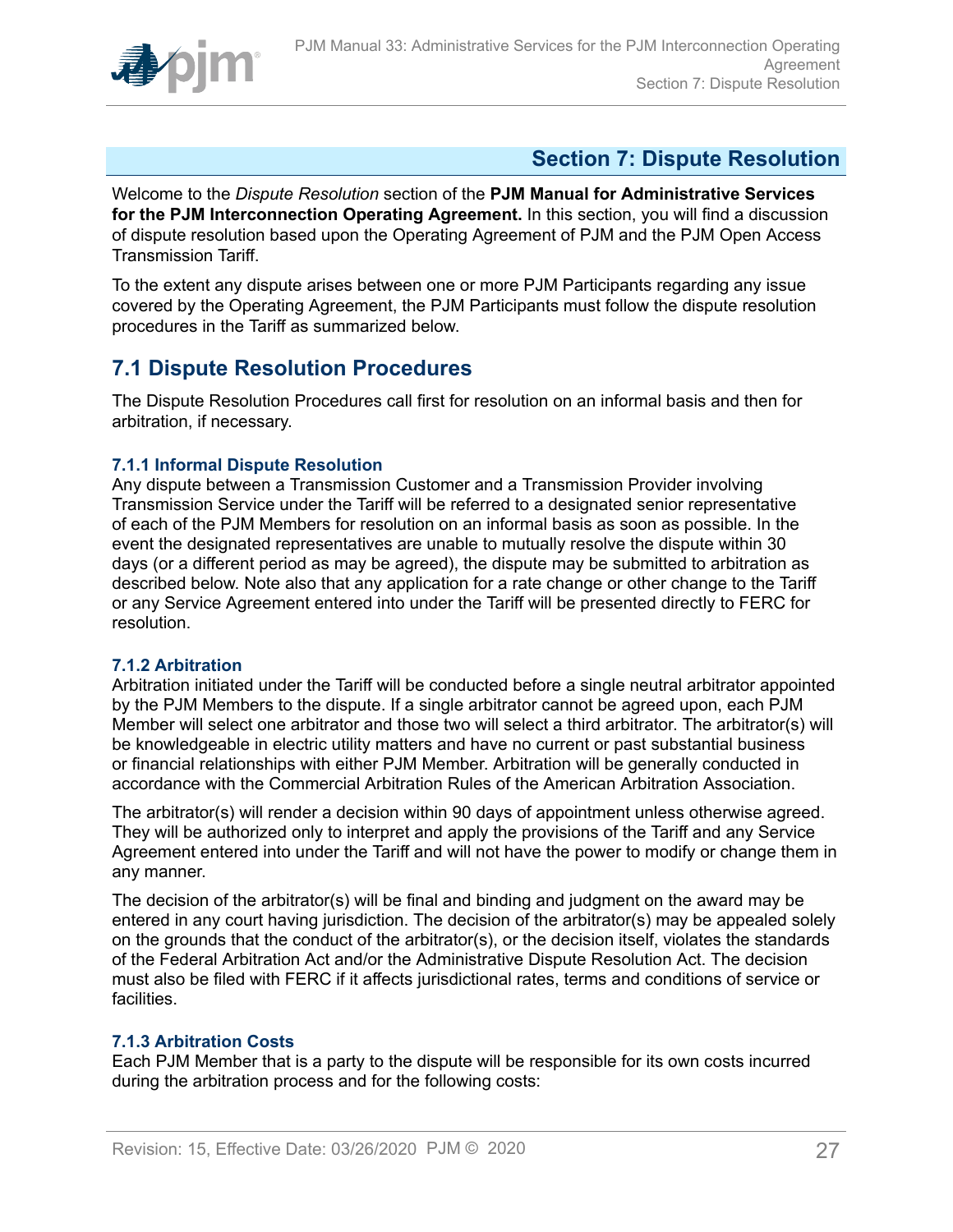# Section 7: Dispute Resolution

Welcome to the *Dispute Resolution* section of the **PJM Manual for Administrative Services for the PJM Interconnection Operating Agreement.** In this section, you will find a discussion of dispute resolution based upon the Operating Agreement of PJM and the PJM Open Access Transmission Tariff.

To the extent any dispute arises between one or more PJM Participants regarding any issue covered by the Operating Agreement, the PJM Participants must follow the dispute resolution procedures in the Tariff as summarized below.

## 7.1 Dispute Resolution Procedures

The Dispute Resolution Procedures call first for resolution on an informal basis and then for arbitration, if necessary.

### 7.1.1 Informal Dispute Resolution

Any dispute between a Transmission Customer and a Transmission Provider involving Transmission Service under the Tariff will be referred to a designated senior representative of each of the PJM Members for resolution on an informal basis as soon as possible. In the event the designated representatives are unable to mutually resolve the dispute within 30 days (or a different period as may be agreed), the dispute may be submitted to arbitration as described below. Note also that any application for a rate change or other change to the Tariff or any Service Agreement entered into under the Tariff will be presented directly to FERC for resolution.

### 7.1.2 Arbitration

Arbitration initiated under the Tariff will be conducted before a single neutral arbitrator appointed by the PJM Members to the dispute. If a single arbitrator cannot be agreed upon, each PJM Member will select one arbitrator and those two will select a third arbitrator. The arbitrator(s) will be knowledgeable in electric utility matters and have no current or past substantial business or financial relationships with either PJM Member. Arbitration will be generally conducted in accordance with the Commercial Arbitration Rules of the American Arbitration Association.

The arbitrator(s) will render a decision within 90 days of appointment unless otherwise agreed. They will be authorized only to interpret and apply the provisions of the Tariff and any Service Agreement entered into under the Tariff and will not have the power to modify or change them in any manner.

The decision of the arbitrator(s) will be final and binding and judgment on the award may be entered in any court having jurisdiction. The decision of the arbitrator(s) may be appealed solely on the grounds that the conduct of the arbitrator(s), or the decision itself, violates the standards of the Federal Arbitration Act and/or the Administrative Dispute Resolution Act. The decision must also be filed with FERC if it affects jurisdictional rates, terms and conditions of service or facilities.

### 7.1.3 Arbitration Costs

Each PJM Member that is a party to the dispute will be responsible for its own costs incurred during the arbitration process and for the following costs: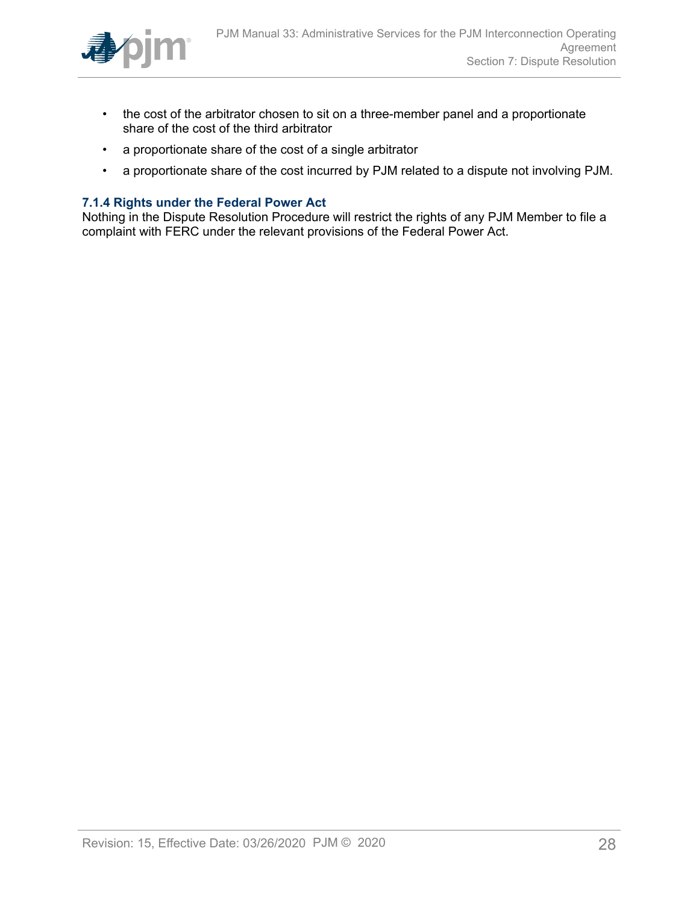- the cost of the arbitrator chosen to sit on a three-member panel and a proportionate share of the cost of the third arbitrator
- a proportionate share of the cost of a single arbitrator
- a proportionate share of the cost incurred by PJM related to a dispute not involving PJM.

### 7.1.4 Rights under the Federal Power Act

Nothing in the Dispute Resolution Procedure will restrict the rights of any PJM Member to file a complaint with FERC under the relevant provisions of the Federal Power Act.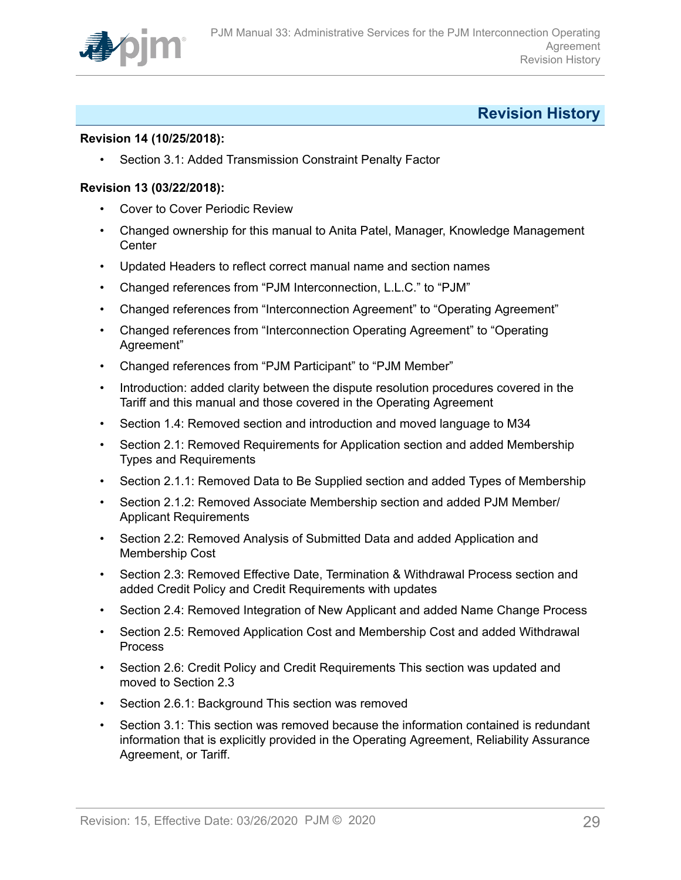# Revision History

**Revision 14 (10/25/2018):**

- Section 3.1: Added Transmission Constraint Penalty Factor

**Revision 13 (03/22/2018):**

- Cover to Cover Periodic Review
- Changed ownership for this manual to Anita Patel, Manager, Knowledge Management Center
- Updated Headers to reflect correct manual name and section names
- Changed references from "PJM Interconnection, L.L.C." to "PJM"
- Changed references from "Interconnection Agreement" to "Operating Agreement"
- Changed references from "Interconnection Operating Agreement" to "Operating Agreement"
- Changed references from "PJM Participant" to "PJM Member"
- Introduction: added clarity between the dispute resolution procedures covered in the Tariff and this manual and those covered in the Operating Agreement
- Section 1.4: Removed section and introduction and moved language to M34
- Section 2.1: Removed Requirements for Application section and added Membership Types and Requirements
- Section 2.1.1: Removed Data to Be Supplied section and added Types of Membership
- Section 2.1.2: Removed Associate Membership section and added PJM Member/ Applicant Requirements
- Section 2.2: Removed Analysis of Submitted Data and added Application and Membership Cost
- Section 2.3: Removed Effective Date, Termination & Withdrawal Process section and added Credit Policy and Credit Requirements with updates
- Section 2.4: Removed Integration of New Applicant and added Name Change Process
- Section 2.5: Removed Application Cost and Membership Cost and added Withdrawal Process
- Section 2.6: Credit Policy and Credit Requirements This section was updated and moved to Section 2.3
- Section 2.6.1: Background This section was removed
- Section 3.1: This section was removed because the information contained is redundant information that is explicitly provided in the Operating Agreement, Reliability Assurance Agreement, or Tariff.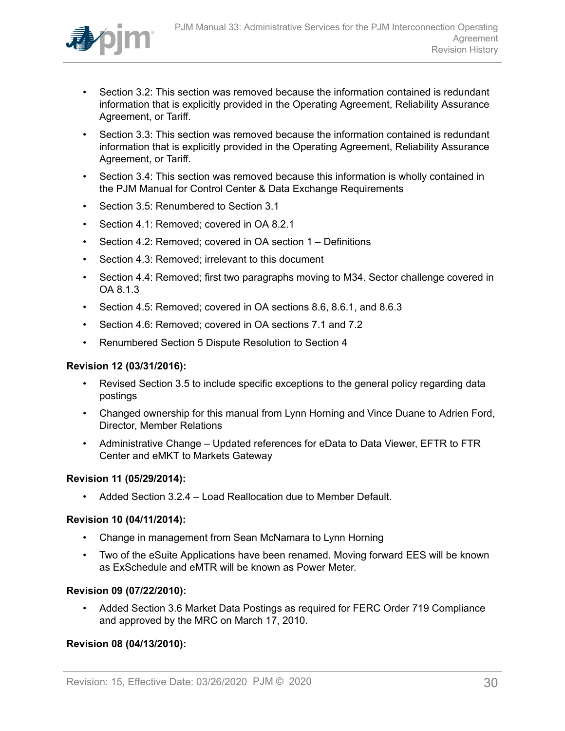- Section 3.2: This section was removed because the information contained is redundant information that is explicitly provided in the Operating Agreement, Reliability Assurance Agreement, or Tariff.
- Section 3.3: This section was removed because the information contained is redundant information that is explicitly provided in the Operating Agreement, Reliability Assurance Agreement, or Tariff.
- Section 3.4: This section was removed because this information is wholly contained in the PJM Manual for Control Center & Data Exchange Requirements
- Section 3.5: Renumbered to Section 3.1
- Section 4.1: Removed; covered in OA 8.2.1
- Section 4.2: Removed; covered in OA section 1 – Definitions
- Section 4.3: Removed; irrelevant to this document
- Section 4.4: Removed; first two paragraphs moving to M34. Sector challenge covered in OA 8.1.3
- Section 4.5: Removed; covered in OA sections 8.6, 8.6.1, and 8.6.3
- Section 4.6: Removed; covered in OA sections 7.1 and 7.2
- Renumbered Section 5 Dispute Resolution to Section 4

**Revision 12 (03/31/2016):**

- Revised Section 3.5 to include specific exceptions to the general policy regarding data postings
- Changed ownership for this manual from Lynn Horning and Vince Duane to Adrien Ford, Director, Member Relations
- Administrative Change – Updated references for eData to Data Viewer, EFTR to FTR Center and eMKT to Markets Gateway

**Revision 11 (05/29/2014):**

- Added Section 3.2.4 – Load Reallocation due to Member Default.

**Revision 10 (04/11/2014):**

- Change in management from Sean McNamara to Lynn Horning
- Two of the eSuite Applications have been renamed. Moving forward EES will be known as ExSchedule and eMTR will be known as Power Meter.

**Revision 09 (07/22/2010):**

- Added Section 3.6 Market Data Postings as required for FERC Order 719 Compliance and approved by the MRC on March 17, 2010.

**Revision 08 (04/13/2010):**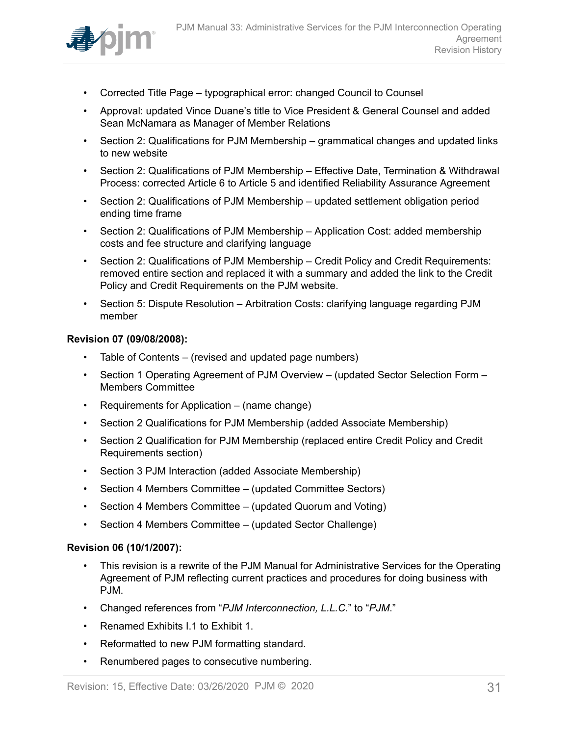- Corrected Title Page – typographical error: changed Council to Counsel
- Approval: updated Vince Duane's title to Vice President & General Counsel and added Sean McNamara as Manager of Member Relations
- Section 2: Qualifications for PJM Membership – grammatical changes and updated links to new website
- Section 2: Qualifications of PJM Membership – Effective Date, Termination & Withdrawal Process: corrected Article 6 to Article 5 and identified Reliability Assurance Agreement
- Section 2: Qualifications of PJM Membership – updated settlement obligation period ending time frame
- Section 2: Qualifications of PJM Membership – Application Cost: added membership costs and fee structure and clarifying language
- Section 2: Qualifications of PJM Membership – Credit Policy and Credit Requirements: removed entire section and replaced it with a summary and added the link to the Credit Policy and Credit Requirements on the PJM website.
- Section 5: Dispute Resolution – Arbitration Costs: clarifying language regarding PJM member

**Revision 07 (09/08/2008):**

- Table of Contents – (revised and updated page numbers)
- Section 1 Operating Agreement of PJM Overview – (updated Sector Selection Form – Members Committee
- Requirements for Application – (name change)
- Section 2 Qualifications for PJM Membership (added Associate Membership)
- Section 2 Qualification for PJM Membership (replaced entire Credit Policy and Credit Requirements section)
- Section 3 PJM Interaction (added Associate Membership)
- Section 4 Members Committee – (updated Committee Sectors)
- Section 4 Members Committee – (updated Quorum and Voting)
- Section 4 Members Committee – (updated Sector Challenge)

**Revision 06 (10/1/2007):**

- This revision is a rewrite of the PJM Manual for Administrative Services for the Operating Agreement of PJM reflecting current practices and procedures for doing business with PJM.
- Changed references from "*PJM Interconnection, L.L.C.*" to "*PJM*."
- Renamed Exhibits I.1 to Exhibit 1.
- Reformatted to new PJM formatting standard.
- Renumbered pages to consecutive numbering.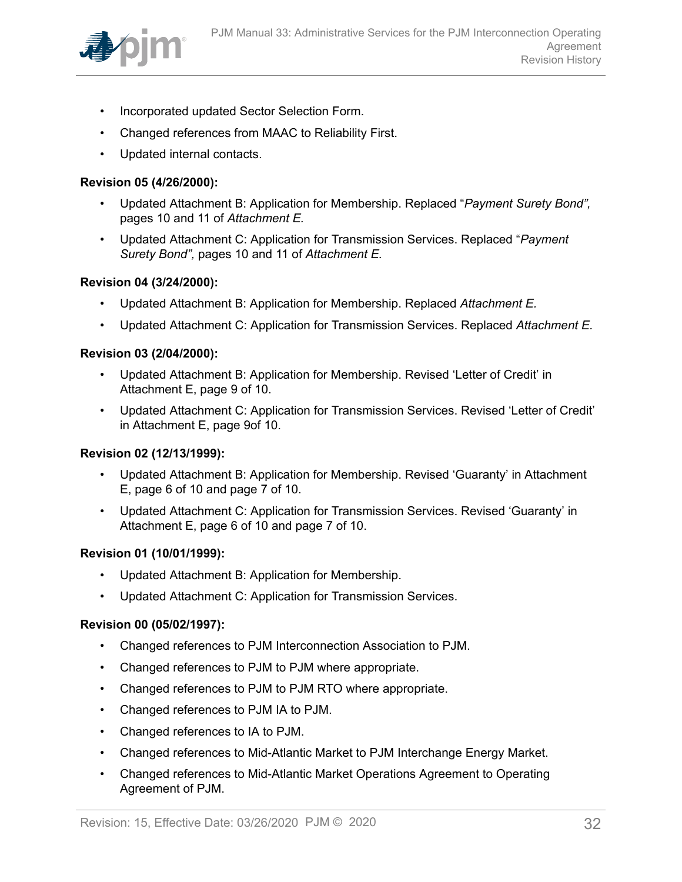- Incorporated updated Sector Selection Form.
- Changed references from MAAC to Reliability First.
- Updated internal contacts.

**Revision 05 (4/26/2000):**

- Updated Attachment B: Application for Membership. Replaced "*Payment Surety Bond",* pages 10 and 11 of *Attachment E.*
- Updated Attachment C: Application for Transmission Services. Replaced "*Payment Surety Bond",* pages 10 and 11 of *Attachment E.*

**Revision 04 (3/24/2000):**

- Updated Attachment B: Application for Membership. Replaced *Attachment E.*
- Updated Attachment C: Application for Transmission Services. Replaced *Attachment E.*

**Revision 03 (2/04/2000):**

- Updated Attachment B: Application for Membership. Revised 'Letter of Credit' in Attachment E, page 9 of 10.
- Updated Attachment C: Application for Transmission Services. Revised 'Letter of Credit' in Attachment E, page 9of 10.

**Revision 02 (12/13/1999):**

- Updated Attachment B: Application for Membership. Revised 'Guaranty' in Attachment E, page 6 of 10 and page 7 of 10.
- Updated Attachment C: Application for Transmission Services. Revised 'Guaranty' in Attachment E, page 6 of 10 and page 7 of 10.

**Revision 01 (10/01/1999):**

- Updated Attachment B: Application for Membership.
- Updated Attachment C: Application for Transmission Services.

**Revision 00 (05/02/1997):**

- Changed references to PJM Interconnection Association to PJM.
- Changed references to PJM to PJM where appropriate.
- Changed references to PJM to PJM RTO where appropriate.
- Changed references to PJM IA to PJM.
- Changed references to IA to PJM.
- Changed references to Mid-Atlantic Market to PJM Interchange Energy Market.
- Changed references to Mid-Atlantic Market Operations Agreement to Operating Agreement of PJM.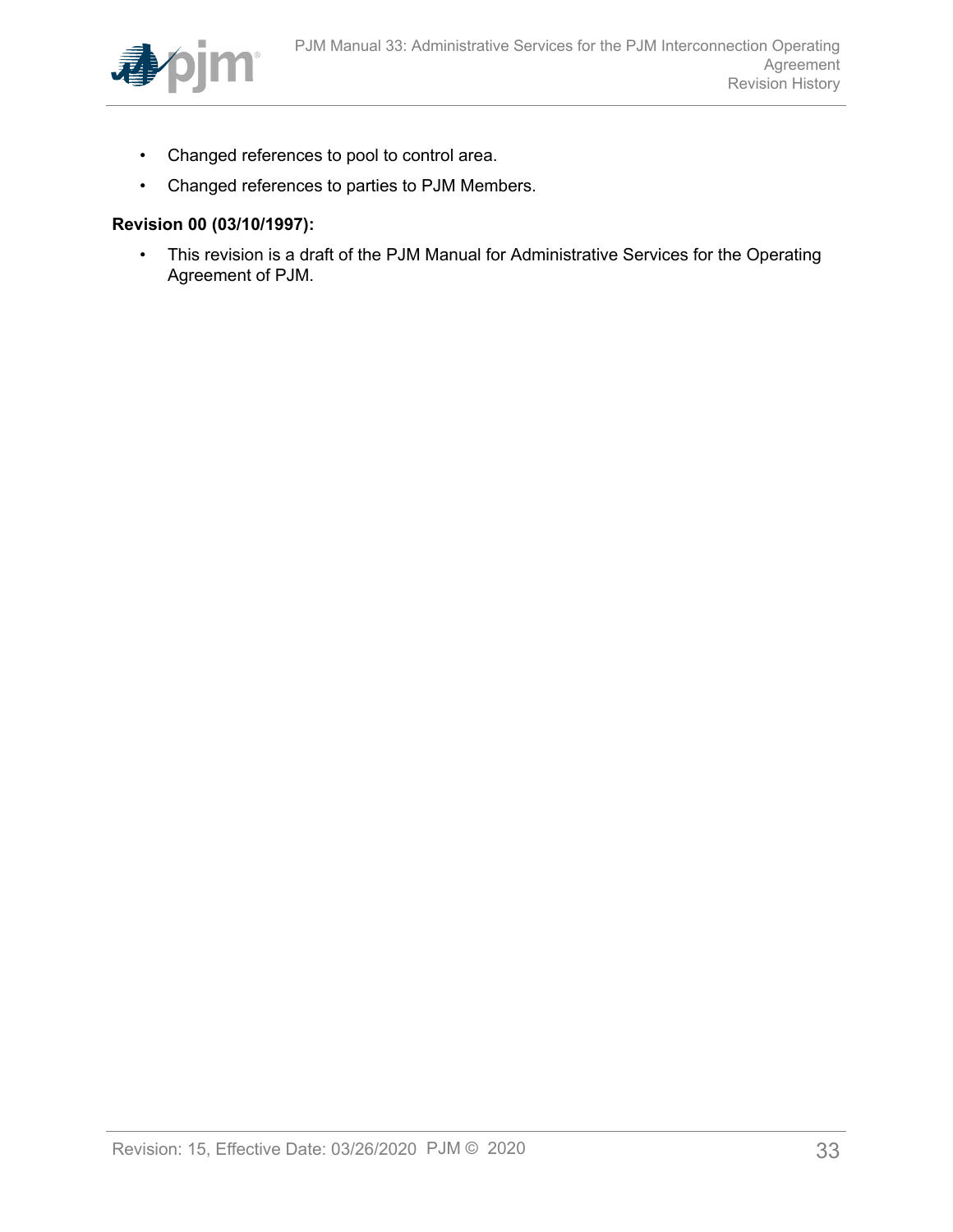- Changed references to pool to control area.
- Changed references to parties to PJM Members.

**Revision 00 (03/10/1997):**

- This revision is a draft of the PJM Manual for Administrative Services for the Operating Agreement of PJM.